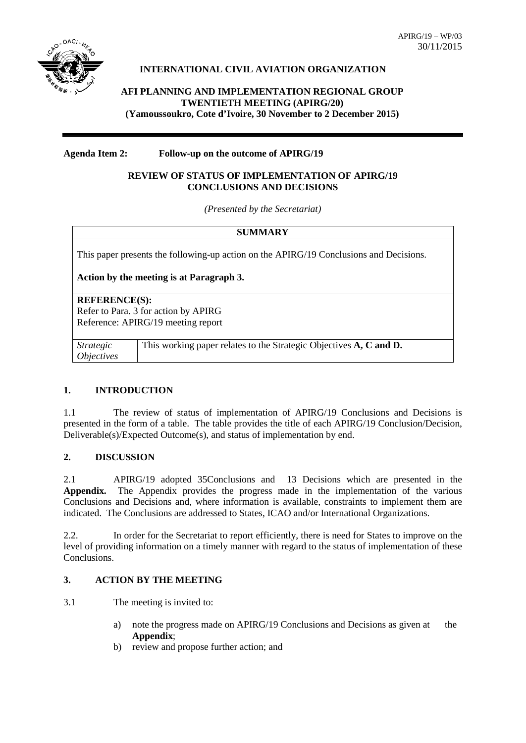APIRG/19 – WP/03
30/11/2015

**INTERNATIONAL CIVIL AVIATION ORGANIZATION**

**AFI PLANNING AND IMPLEMENTATION REGIONAL GROUP TWENTIETH MEETING (APIRG/20) (Yamoussoukro, Cote d'Ivoire, 30 November to 2 December 2015)**

---

**Agenda Item 2: Follow-up on the outcome of APIRG/19**

**REVIEW OF STATUS OF IMPLEMENTATION OF APIRG/19 CONCLUSIONS AND DECISIONS**

*(Presented by the Secretariat)*

| **SUMMARY** | |
|---|---|
| This paper presents the following-up action on the APIRG/19 Conclusions and Decisions.<br><br>**Action by the meeting is at Paragraph 3.** | |
| **REFERENCE(S):**<br>Refer to Para. 3 for action by APIRG<br>Reference: APIRG/19 meeting report | |
| *Strategic Objectives* | This working paper relates to the Strategic Objectives **A, C and D.** |

## 1. INTRODUCTION

1.1 The review of status of implementation of APIRG/19 Conclusions and Decisions is presented in the form of a table. The table provides the title of each APIRG/19 Conclusion/Decision, Deliverable(s)/Expected Outcome(s), and status of implementation by end.

## 2. DISCUSSION

2.1 APIRG/19 adopted 35Conclusions and 13 Decisions which are presented in the **Appendix.** The Appendix provides the progress made in the implementation of the various Conclusions and Decisions and, where information is available, constraints to implement them are indicated. The Conclusions are addressed to States, ICAO and/or International Organizations.

2.2. In order for the Secretariat to report efficiently, there is need for States to improve on the level of providing information on a timely manner with regard to the status of implementation of these Conclusions.

## 3. ACTION BY THE MEETING

3.1 The meeting is invited to:

a) note the progress made on APIRG/19 Conclusions and Decisions as given at the **Appendix**;
b) review and propose further action; and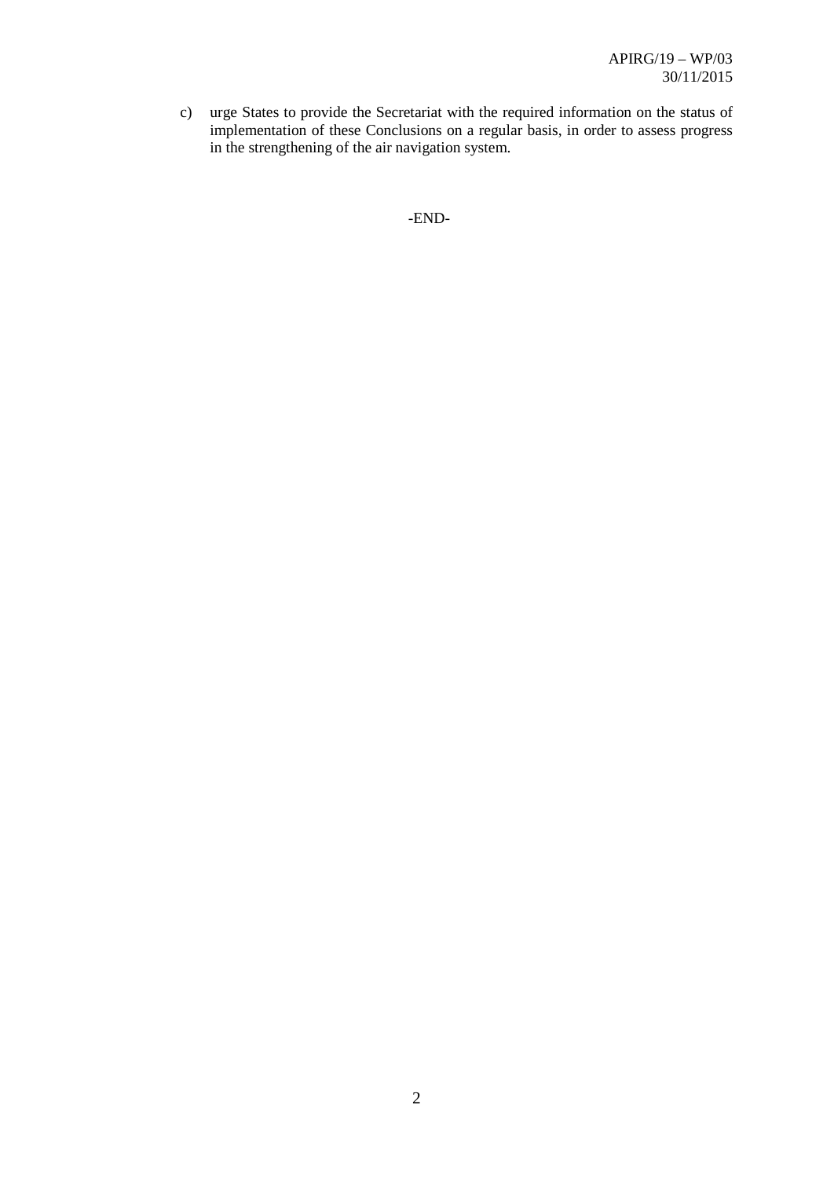c) urge States to provide the Secretariat with the required information on the status of implementation of these Conclusions on a regular basis, in order to assess progress in the strengthening of the air navigation system.

-END-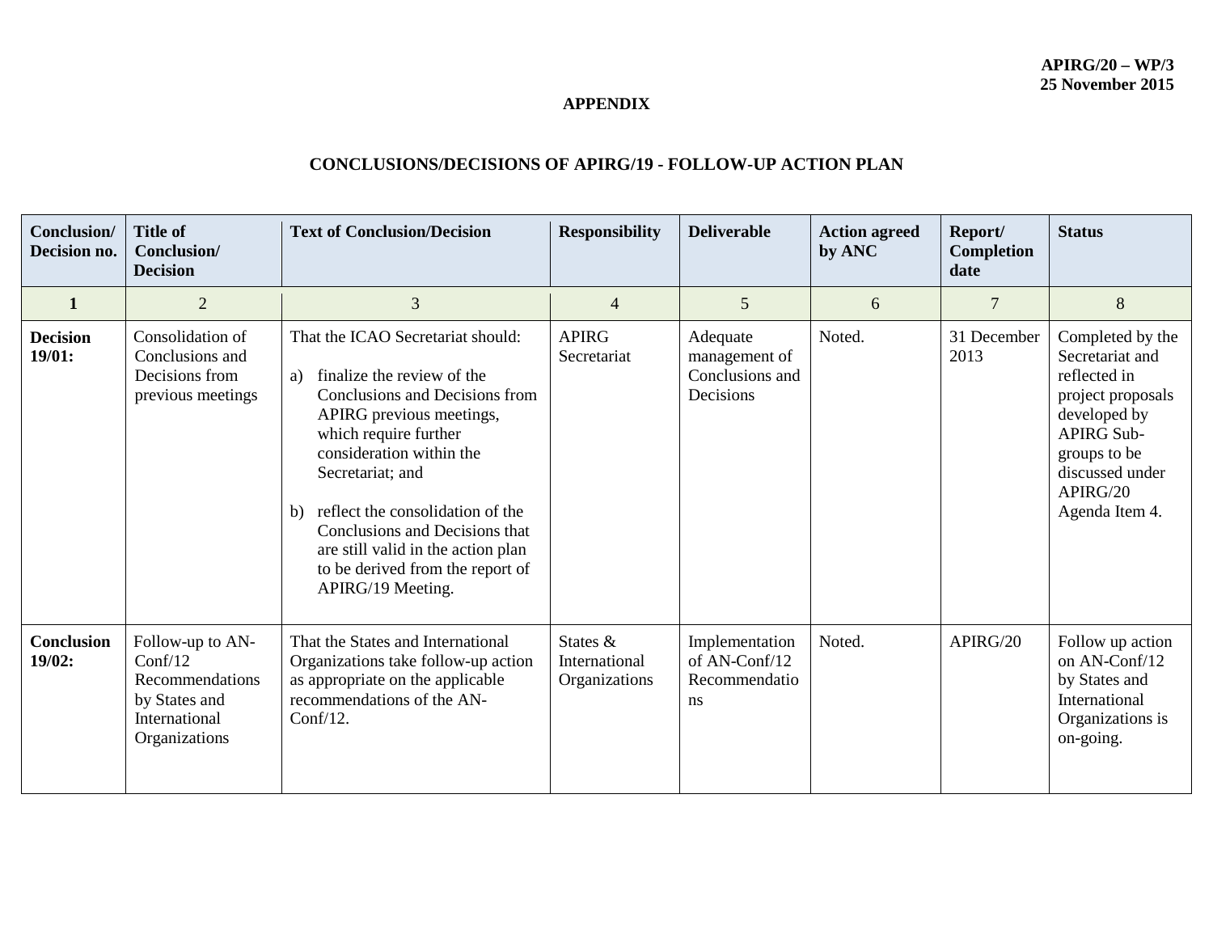APIRG/20 – WP/3
25 November 2015

**APPENDIX**

**CONCLUSIONS/DECISIONS OF APIRG/19 - FOLLOW-UP ACTION PLAN**

| **Conclusion/ Decision no.** | **Title of Conclusion/ Decision** | **Text of Conclusion/Decision** | **Responsibility** | **Deliverable** | **Action agreed by ANC** | **Report/ Completion date** | **Status** |
|---|---|---|---|---|---|---|---|
| **1** | 2 | 3 | 4 | 5 | 6 | 7 | 8 |
| **Decision 19/01:** | Consolidation of Conclusions and Decisions from previous meetings | That the ICAO Secretariat should:<br><br>a) finalize the review of the Conclusions and Decisions from APIRG previous meetings, which require further consideration within the Secretariat; and<br><br>b) reflect the consolidation of the Conclusions and Decisions that are still valid in the action plan to be derived from the report of APIRG/19 Meeting. | APIRG Secretariat | Adequate management of Conclusions and Decisions | Noted. | 31 December 2013 | Completed by the Secretariat and reflected in project proposals developed by APIRG Sub-groups to be discussed under APIRG/20 Agenda Item 4. |
| **Conclusion 19/02:** | Follow-up to AN-Conf/12 Recommendations by States and International Organizations | That the States and International Organizations take follow-up action as appropriate on the applicable recommendations of the AN-Conf/12. | States & International Organizations | Implementation of AN-Conf/12 Recommendations | Noted. | APIRG/20 | Follow up action on AN-Conf/12 by States and International Organizations is on-going. |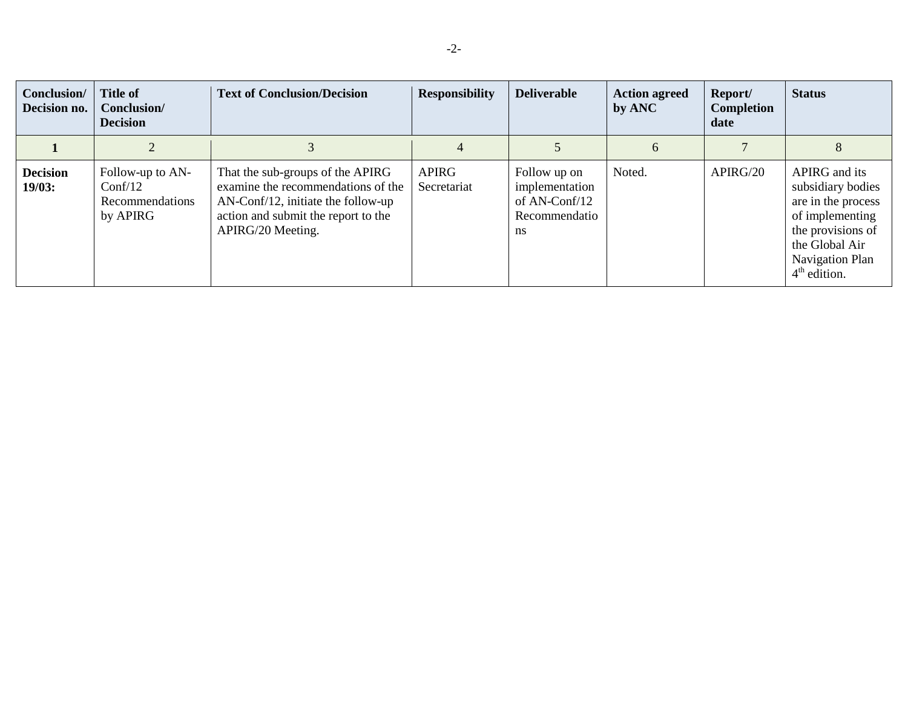| Conclusion/ Decision no. | Title of Conclusion/ Decision | Text of Conclusion/Decision | Responsibility | Deliverable | Action agreed by ANC | Report/ Completion date | Status |
|---|---|---|---|---|---|---|---|
| **1** | 2 | 3 | 4 | 5 | 6 | 7 | 8 |
| **Decision 19/03:** | Follow-up to AN-Conf/12 Recommendations by APIRG | That the sub-groups of the APIRG examine the recommendations of the AN-Conf/12, initiate the follow-up action and submit the report to the APIRG/20 Meeting. | APIRG Secretariat | Follow up on implementation of AN-Conf/12 Recommendations | Noted. | APIRG/20 | APIRG and its subsidiary bodies are in the process of implementing the provisions of the Global Air Navigation Plan 4th edition. |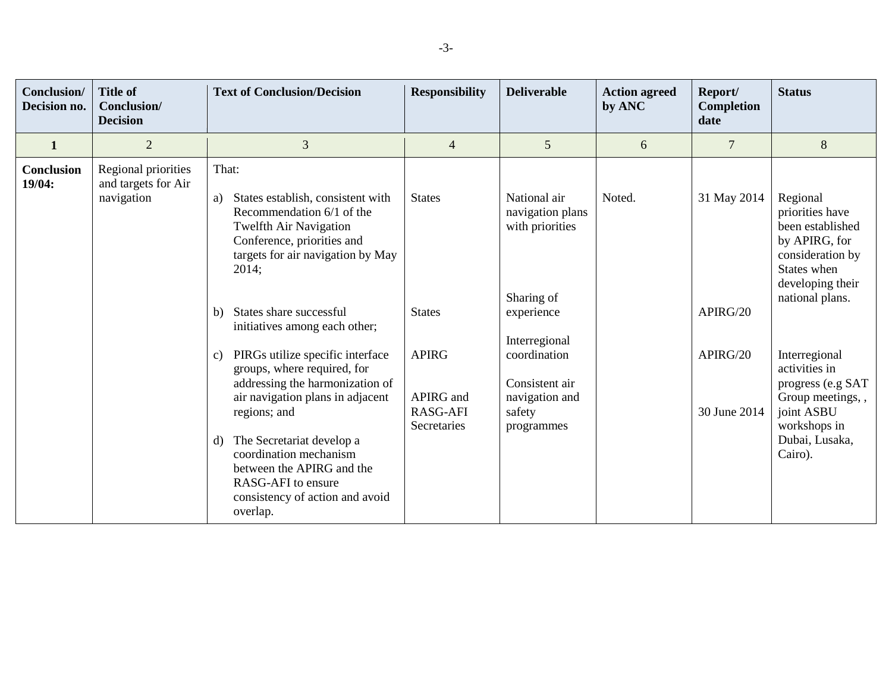| Conclusion/ Decision no. | Title of Conclusion/ Decision | Text of Conclusion/Decision | Responsibility | Deliverable | Action agreed by ANC | Report/ Completion date | Status |
|---|---|---|---|---|---|---|---|
| 1 | 2 | 3 | 4 | 5 | 6 | 7 | 8 |
| **Conclusion 19/04:** | Regional priorities and targets for Air navigation | That: | | | | | |
| | | a) States establish, consistent with Recommendation 6/1 of the Twelfth Air Navigation Conference, priorities and targets for air navigation by May 2014; | States | National air navigation plans with priorities | Noted. | 31 May 2014 | Regional priorities have been established by APIRG, for consideration by States when developing their national plans. |
| | | b) States share successful initiatives among each other; | States | Sharing of experience | | APIRG/20 | |
| | | c) PIRGs utilize specific interface groups, where required, for addressing the harmonization of air navigation plans in adjacent regions; and | APIRG | Interregional coordination | | APIRG/20 | Interregional activities in progress (e.g SAT Group meetings, , joint ASBU workshops in Dubai, Lusaka, Cairo). |
| | | d) The Secretariat develop a coordination mechanism between the APIRG and the RASG-AFI to ensure consistency of action and avoid overlap. | APIRG and RASG-AFI Secretaries | Consistent air navigation and safety programmes | | 30 June 2014 | |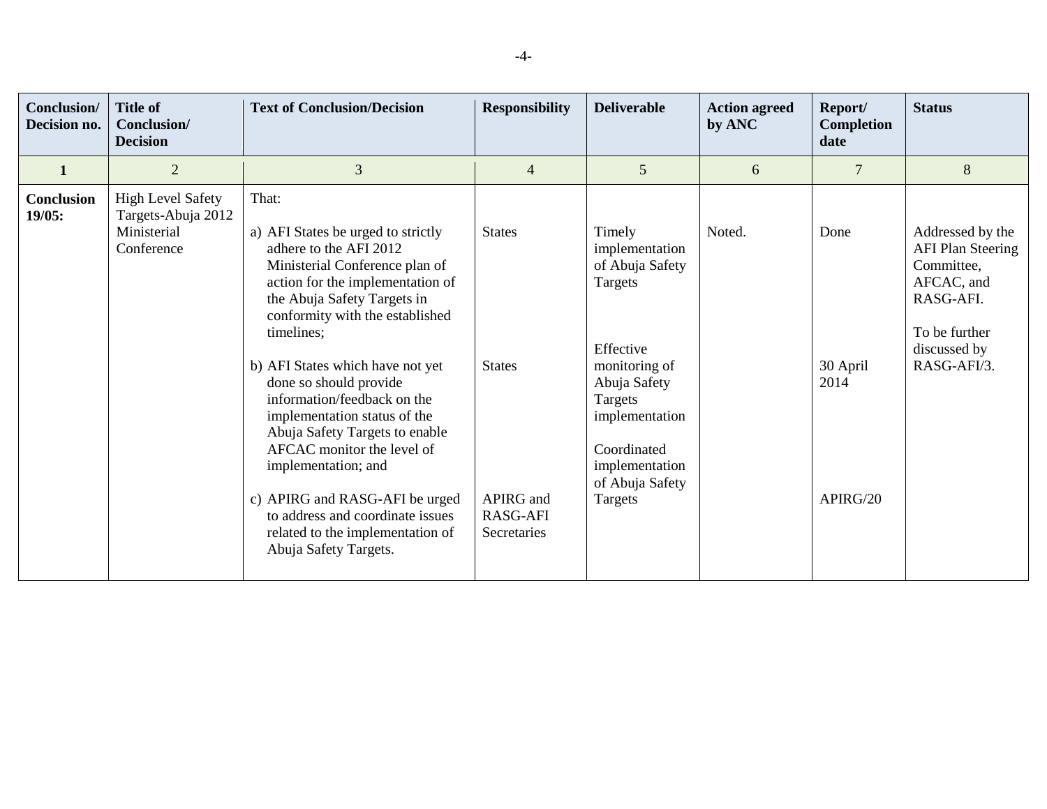| Conclusion/ Decision no. | Title of Conclusion/ Decision | Text of Conclusion/Decision | Responsibility | Deliverable | Action agreed by ANC | Report/ Completion date | Status |
|---|---|---|---|---|---|---|---|
| **1** | 2 | 3 | 4 | 5 | 6 | 7 | 8 |
| **Conclusion 19/05:** | High Level Safety Targets-Abuja 2012 Ministerial Conference | That:<br><br>a) AFI States be urged to strictly adhere to the AFI 2012 Ministerial Conference plan of action for the implementation of the Abuja Safety Targets in conformity with the established timelines;<br><br>b) AFI States which have not yet done so should provide information/feedback on the implementation status of the Abuja Safety Targets to enable AFCAC monitor the level of implementation; and<br><br>c) APIRG and RASG-AFI be urged to address and coordinate issues related to the implementation of Abuja Safety Targets. | States<br><br>States<br><br>APIRG and RASG-AFI Secretaries | Timely implementation of Abuja Safety Targets<br><br>Effective monitoring of Abuja Safety Targets implementation<br><br>Coordinated implementation of Abuja Safety Targets | Noted. | Done<br><br>30 April 2014<br><br>APIRG/20 | Addressed by the AFI Plan Steering Committee, AFCAC, and RASG-AFI.<br><br>To be further discussed by RASG-AFI/3. |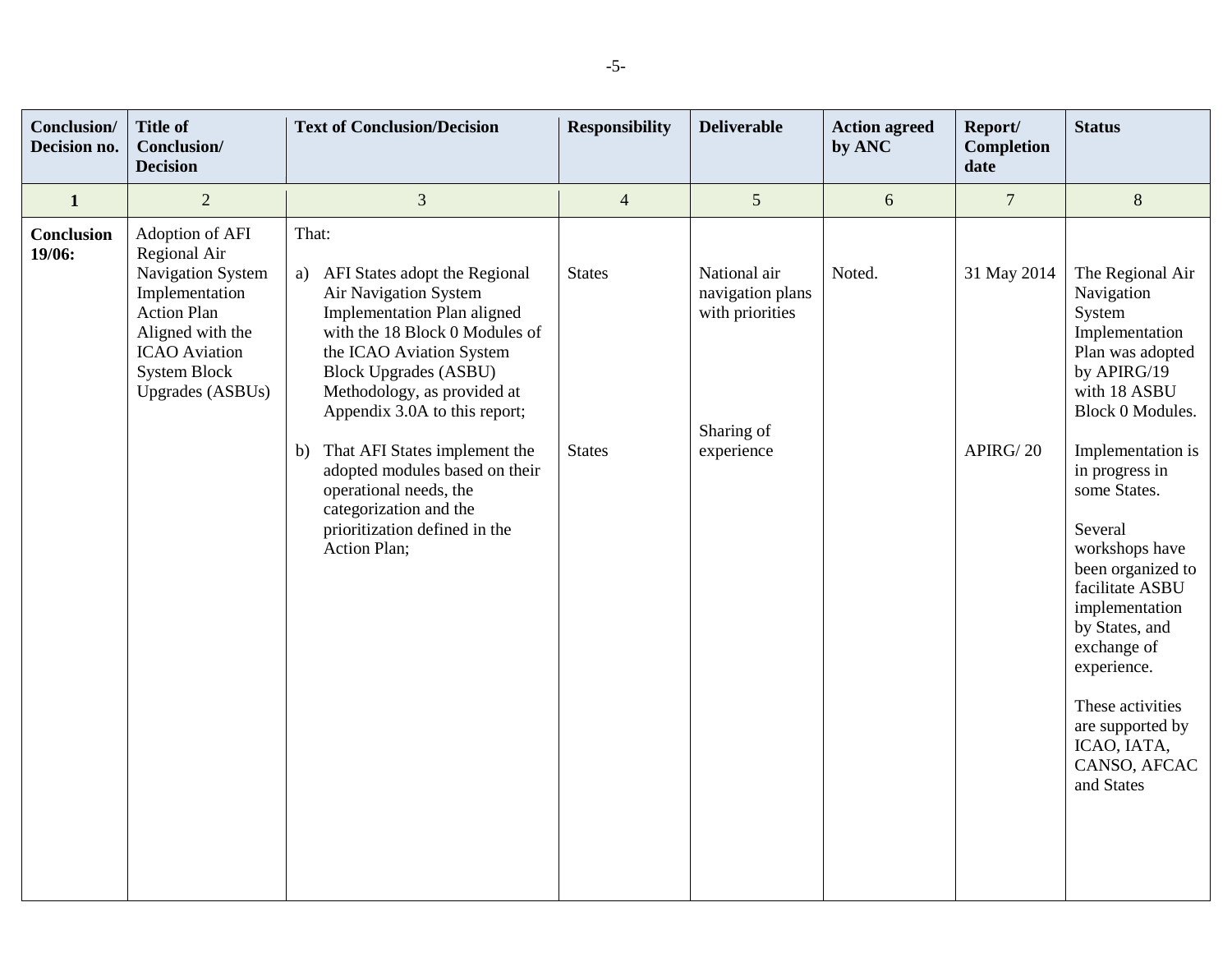| Conclusion/ Decision no. | Title of Conclusion/ Decision | Text of Conclusion/Decision | Responsibility | Deliverable | Action agreed by ANC | Report/ Completion date | Status |
|---|---|---|---|---|---|---|---|
| 1 | 2 | 3 | 4 | 5 | 6 | 7 | 8 |
| **Conclusion 19/06:** | Adoption of AFI Regional Air Navigation System Implementation Action Plan Aligned with the ICAO Aviation System Block Upgrades (ASBUs) | That:<br><br>a) AFI States adopt the Regional Air Navigation System Implementation Plan aligned with the 18 Block 0 Modules of the ICAO Aviation System Block Upgrades (ASBU) Methodology, as provided at Appendix 3.0A to this report; | States | National air navigation plans with priorities | Noted. | 31 May 2014 | The Regional Air Navigation System Implementation Plan was adopted by APIRG/19 with 18 ASBU Block 0 Modules. |
| | | b) That AFI States implement the adopted modules based on their operational needs, the categorization and the prioritization defined in the Action Plan; | States | Sharing of experience | | APIRG/ 20 | Implementation is in progress in some States.<br><br>Several workshops have been organized to facilitate ASBU implementation by States, and exchange of experience.<br><br>These activities are supported by ICAO, IATA, CANSO, AFCAC and States |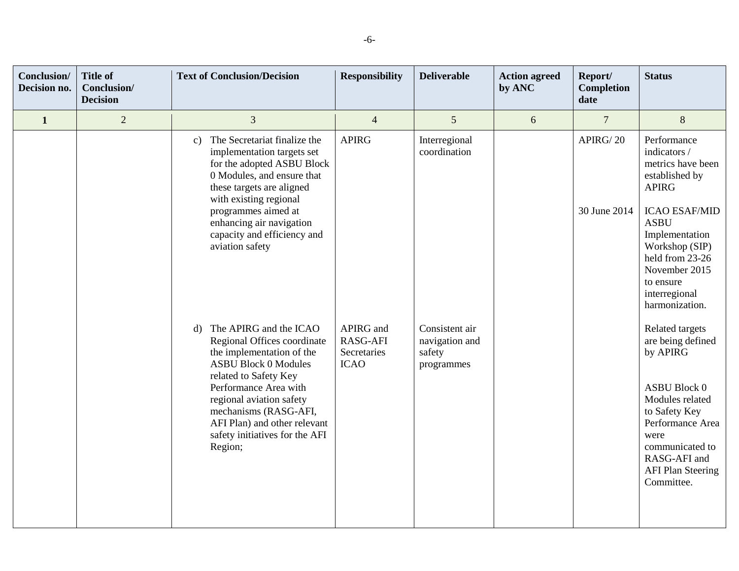| Conclusion/ Decision no. | Title of Conclusion/ Decision | Text of Conclusion/Decision | Responsibility | Deliverable | Action agreed by ANC | Report/ Completion date | Status |
|---|---|---|---|---|---|---|---|
| **1** | 2 | 3 | 4 | 5 | 6 | 7 | 8 |
| | | c) The Secretariat finalize the implementation targets set for the adopted ASBU Block 0 Modules, and ensure that these targets are aligned with existing regional programmes aimed at enhancing air navigation capacity and efficiency and aviation safety | APIRG | Interregional coordination | | APIRG/ 20<br><br>30 June 2014 | Performance indicators / metrics have been established by APIRG<br><br>ICAO ESAF/MID ASBU Implementation Workshop (SIP) held from 23-26 November 2015 to ensure interregional harmonization. |
| | | d) The APIRG and the ICAO Regional Offices coordinate the implementation of the ASBU Block 0 Modules related to Safety Key Performance Area with regional aviation safety mechanisms (RASG-AFI, AFI Plan) and other relevant safety initiatives for the AFI Region; | APIRG and RASG-AFI Secretaries ICAO | Consistent air navigation and safety programmes | | | Related targets are being defined by APIRG<br><br>ASBU Block 0 Modules related to Safety Key Performance Area were communicated to RASG-AFI and AFI Plan Steering Committee. |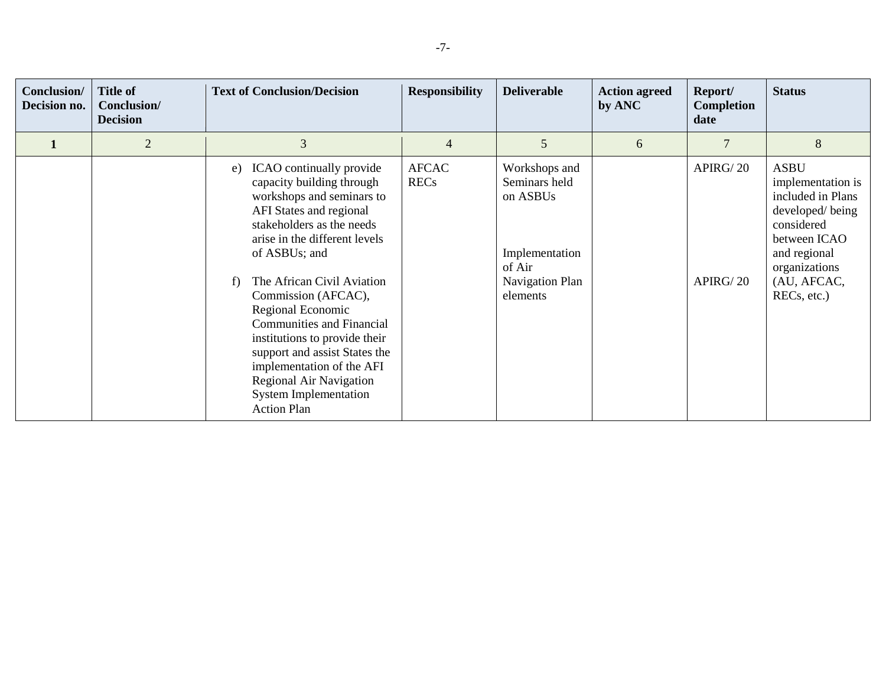| Conclusion/ Decision no. | Title of Conclusion/ Decision | Text of Conclusion/Decision | Responsibility | Deliverable | Action agreed by ANC | Report/ Completion date | Status |
|---|---|---|---|---|---|---|---|
| 1 | 2 | 3 | 4 | 5 | 6 | 7 | 8 |
| | | e) ICAO continually provide capacity building through workshops and seminars to AFI States and regional stakeholders as the needs arise in the different levels of ASBUs; and<br><br>f) The African Civil Aviation Commission (AFCAC), Regional Economic Communities and Financial institutions to provide their support and assist States the implementation of the AFI Regional Air Navigation System Implementation Action Plan | AFCAC<br>RECs | Workshops and Seminars held on ASBUs<br><br>Implementation of Air Navigation Plan elements | | APIRG/ 20<br><br>APIRG/ 20 | ASBU implementation is included in Plans developed/ being considered between ICAO and regional organizations (AU, AFCAC, RECs, etc.) |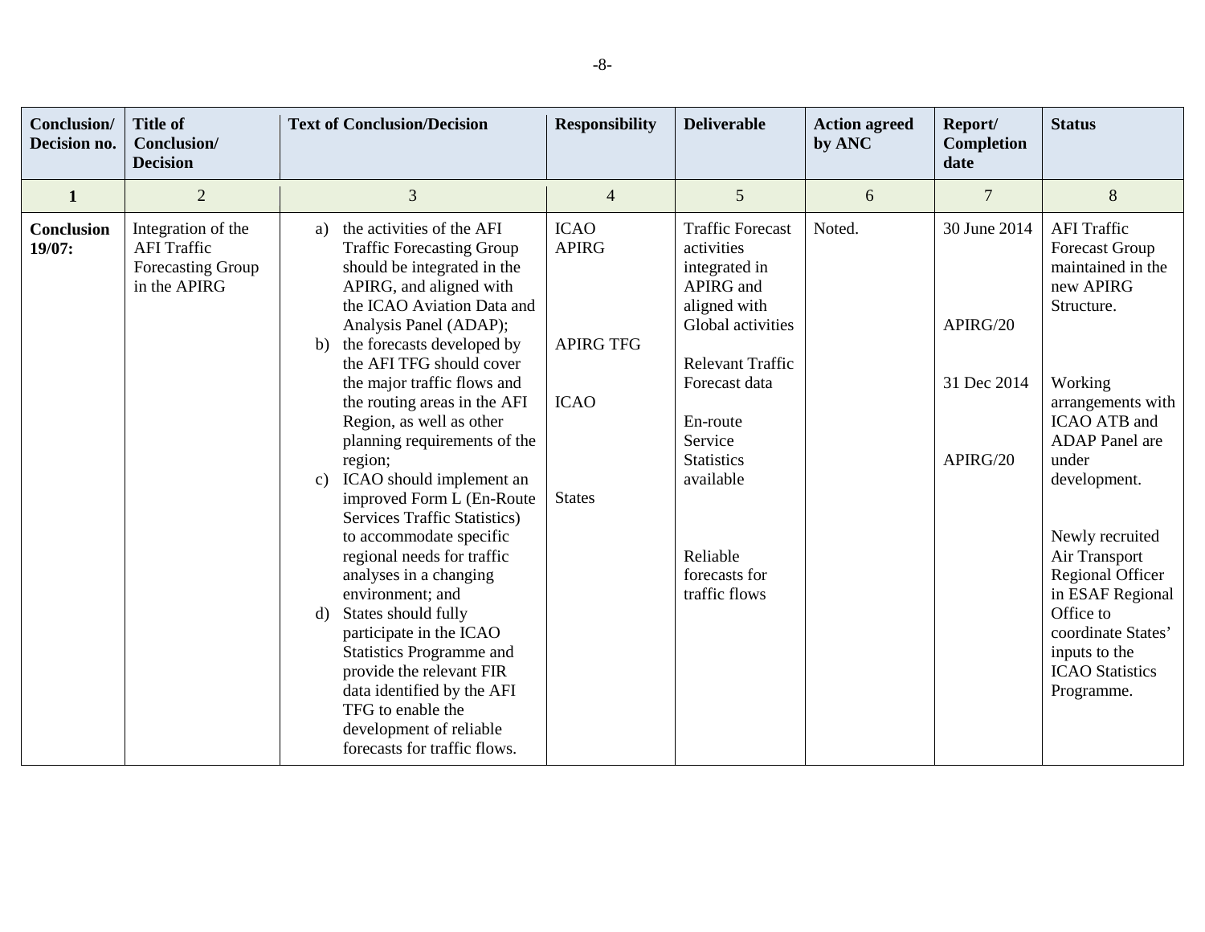| Conclusion/ Decision no. | Title of Conclusion/ Decision | Text of Conclusion/Decision | Responsibility | Deliverable | Action agreed by ANC | Report/ Completion date | Status |
|---|---|---|---|---|---|---|---|
| **1** | 2 | 3 | 4 | 5 | 6 | 7 | 8 |
| **Conclusion 19/07:** | Integration of the AFI Traffic Forecasting Group in the APIRG | a) the activities of the AFI Traffic Forecasting Group should be integrated in the APIRG, and aligned with the ICAO Aviation Data and Analysis Panel (ADAP);<br>b) the forecasts developed by the AFI TFG should cover the major traffic flows and the routing areas in the AFI Region, as well as other planning requirements of the region;<br>c) ICAO should implement an improved Form L (En-Route Services Traffic Statistics) to accommodate specific regional needs for traffic analyses in a changing environment; and<br>d) States should fully participate in the ICAO Statistics Programme and provide the relevant FIR data identified by the AFI TFG to enable the development of reliable forecasts for traffic flows. | ICAO APIRG<br><br>APIRG TFG<br><br>ICAO<br><br>States | Traffic Forecast activities integrated in APIRG and aligned with Global activities<br><br>Relevant Traffic Forecast data<br><br>En-route Service Statistics available<br><br>Reliable forecasts for traffic flows | Noted. | 30 June 2014<br><br>APIRG/20<br><br>31 Dec 2014<br><br>APIRG/20 | AFI Traffic Forecast Group maintained in the new APIRG Structure.<br><br>Working arrangements with ICAO ATB and ADAP Panel are under development.<br><br>Newly recruited Air Transport Regional Officer in ESAF Regional Office to coordinate States' inputs to the ICAO Statistics Programme. |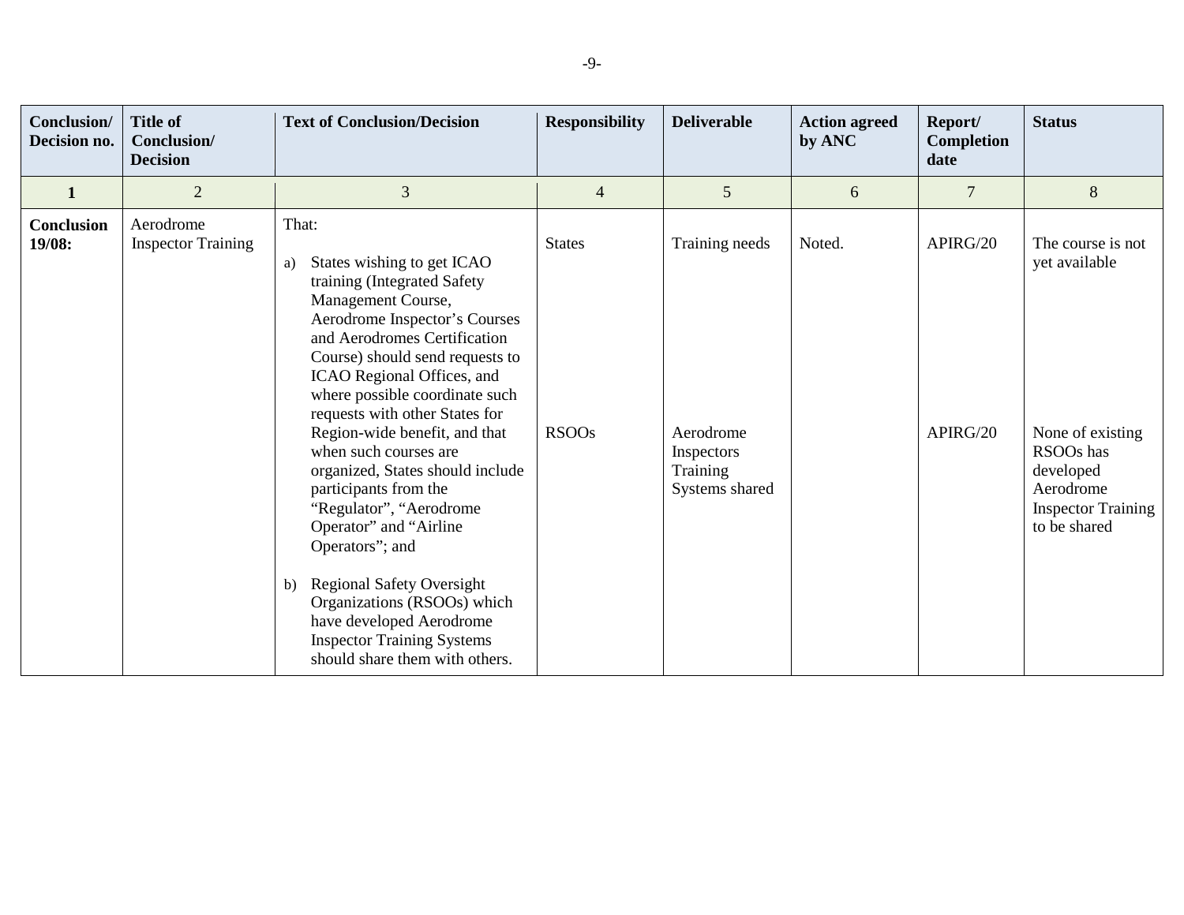| Conclusion/ Decision no. | Title of Conclusion/ Decision | Text of Conclusion/Decision | Responsibility | Deliverable | Action agreed by ANC | Report/ Completion date | Status |
|---|---|---|---|---|---|---|---|
| 1 | 2 | 3 | 4 | 5 | 6 | 7 | 8 |
| **Conclusion 19/08:** | Aerodrome Inspector Training | That:<br><br>a) States wishing to get ICAO training (Integrated Safety Management Course, Aerodrome Inspector's Courses and Aerodromes Certification Course) should send requests to ICAO Regional Offices, and where possible coordinate such requests with other States for Region-wide benefit, and that when such courses are organized, States should include participants from the "Regulator", "Aerodrome Operator" and "Airline Operators"; and<br><br>b) Regional Safety Oversight Organizations (RSOOs) which have developed Aerodrome Inspector Training Systems should share them with others. | States<br><br>RSOOs | Training needs<br><br>Aerodrome Inspectors Training Systems shared | Noted. | APIRG/20<br><br>APIRG/20 | The course is not yet available<br><br>None of existing RSOOs has developed Aerodrome Inspector Training to be shared |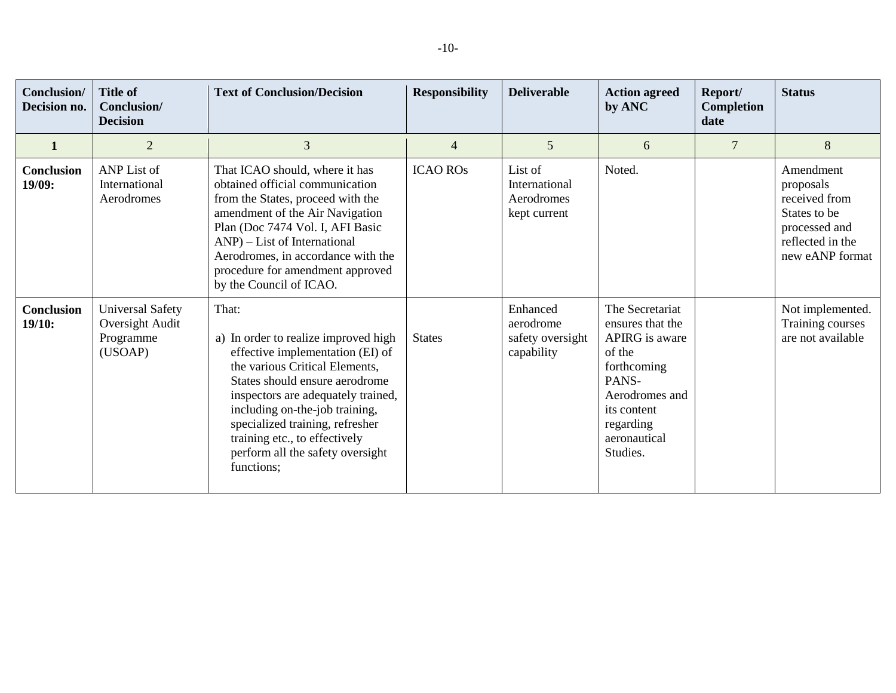| Conclusion/ Decision no. | Title of Conclusion/ Decision | Text of Conclusion/Decision | Responsibility | Deliverable | Action agreed by ANC | Report/ Completion date | Status |
|---|---|---|---|---|---|---|---|
| **1** | 2 | 3 | 4 | 5 | 6 | 7 | 8 |
| **Conclusion 19/09:** | ANP List of International Aerodromes | That ICAO should, where it has obtained official communication from the States, proceed with the amendment of the Air Navigation Plan (Doc 7474 Vol. I, AFI Basic ANP) – List of International Aerodromes, in accordance with the procedure for amendment approved by the Council of ICAO. | ICAO ROs | List of International Aerodromes kept current | Noted. | | Amendment proposals received from States to be processed and reflected in the new eANP format |
| **Conclusion 19/10:** | Universal Safety Oversight Audit Programme (USOAP) | That:<br><br>a) In order to realize improved high effective implementation (EI) of the various Critical Elements, States should ensure aerodrome inspectors are adequately trained, including on-the-job training, specialized training, refresher training etc., to effectively perform all the safety oversight functions; | States | Enhanced aerodrome safety oversight capability | The Secretariat ensures that the APIRG is aware of the forthcoming PANS-Aerodromes and its content regarding aeronautical Studies. | | Not implemented. Training courses are not available |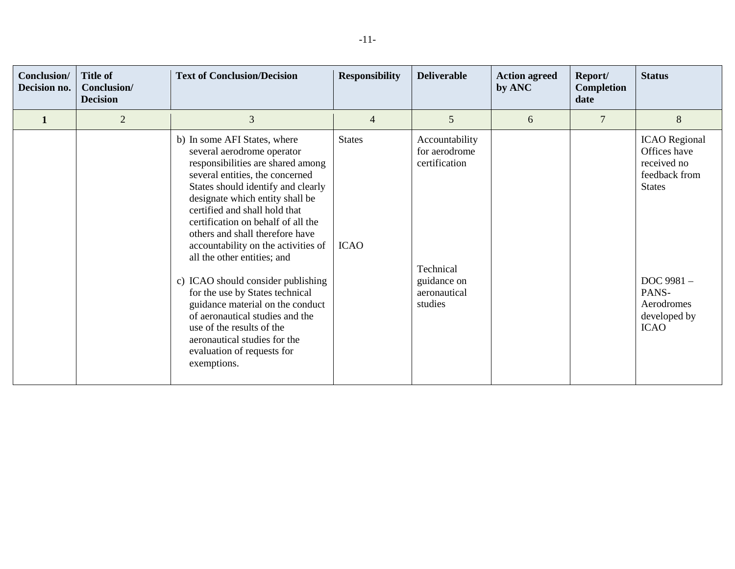| Conclusion/ Decision no. | Title of Conclusion/ Decision | Text of Conclusion/Decision | Responsibility | Deliverable | Action agreed by ANC | Report/ Completion date | Status |
|---|---|---|---|---|---|---|---|
| **1** | 2 | 3 | 4 | 5 | 6 | 7 | 8 |
| | | b) In some AFI States, where several aerodrome operator responsibilities are shared among several entities, the concerned States should identify and clearly designate which entity shall be certified and shall hold that certification on behalf of all the others and shall therefore have accountability on the activities of all the other entities; and | States | Accountability for aerodrome certification | | | ICAO Regional Offices have received no feedback from States |
| | | c) ICAO should consider publishing for the use by States technical guidance material on the conduct of aeronautical studies and the use of the results of the aeronautical studies for the evaluation of requests for exemptions. | ICAO | Technical guidance on aeronautical studies | | | DOC 9981 – PANS-Aerodromes developed by ICAO |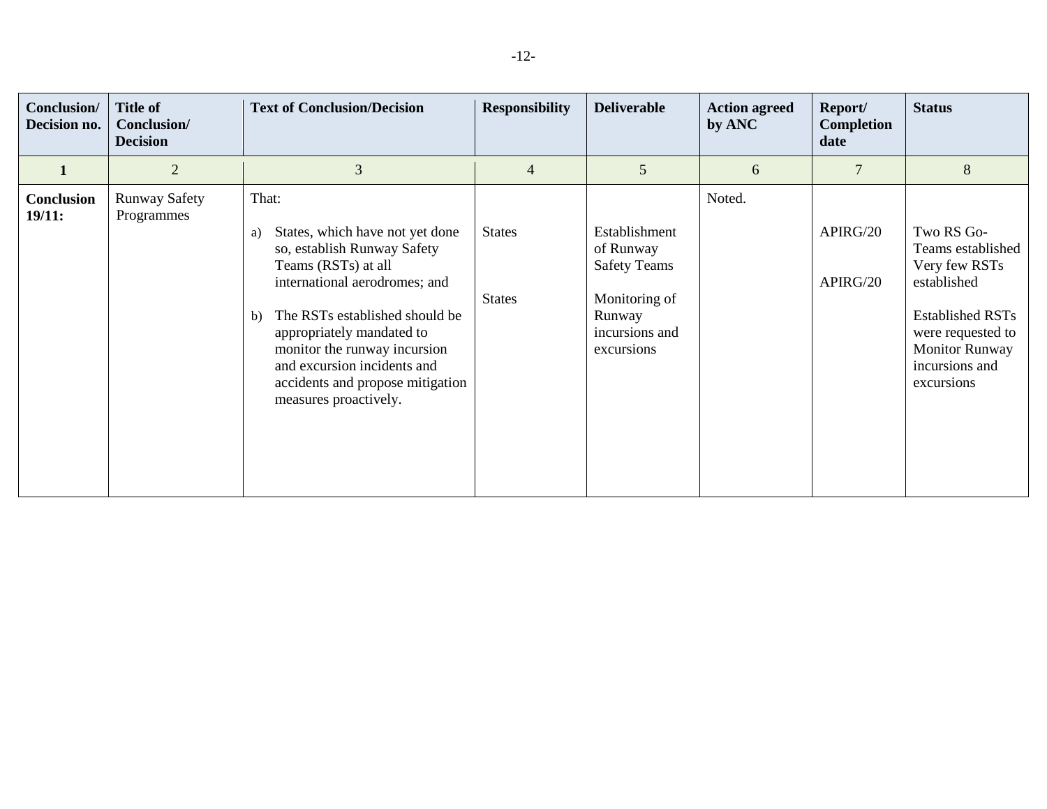| Conclusion/ Decision no. | Title of Conclusion/ Decision | Text of Conclusion/Decision | Responsibility | Deliverable | Action agreed by ANC | Report/ Completion date | Status |
|---|---|---|---|---|---|---|---|
| **1** | 2 | 3 | 4 | 5 | 6 | 7 | 8 |
| **Conclusion 19/11:** | Runway Safety Programmes | That:<br><br>a) States, which have not yet done so, establish Runway Safety Teams (RSTs) at all international aerodromes; and<br><br>b) The RSTs established should be appropriately mandated to monitor the runway incursion and excursion incidents and accidents and propose mitigation measures proactively. | States<br><br>States | Establishment of Runway Safety Teams<br><br>Monitoring of Runway incursions and excursions | Noted. | APIRG/20<br><br>APIRG/20 | Two RS Go-Teams established Very few RSTs established<br><br>Established RSTs were requested to Monitor Runway incursions and excursions |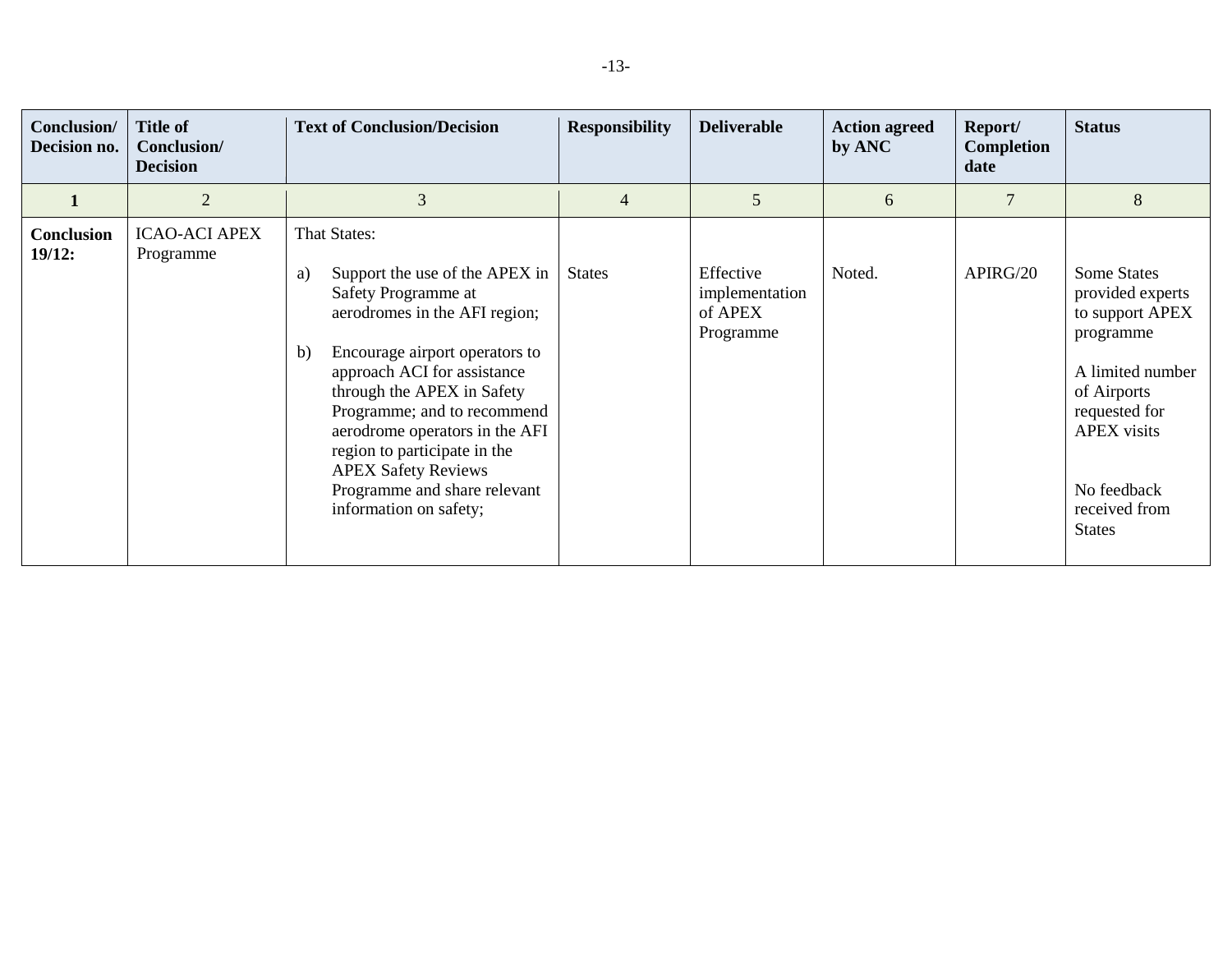| Conclusion/ Decision no. | Title of Conclusion/ Decision | Text of Conclusion/Decision | Responsibility | Deliverable | Action agreed by ANC | Report/ Completion date | Status |
|---|---|---|---|---|---|---|---|
| **1** | 2 | 3 | 4 | 5 | 6 | 7 | 8 |
| **Conclusion 19/12:** | ICAO-ACI APEX Programme | That States:<br><br>a) Support the use of the APEX in Safety Programme at aerodromes in the AFI region;<br><br>b) Encourage airport operators to approach ACI for assistance through the APEX in Safety Programme; and to recommend aerodrome operators in the AFI region to participate in the APEX Safety Reviews Programme and share relevant information on safety; | States | Effective implementation of APEX Programme | Noted. | APIRG/20 | Some States provided experts to support APEX programme<br><br>A limited number of Airports requested for APEX visits<br><br>No feedback received from States |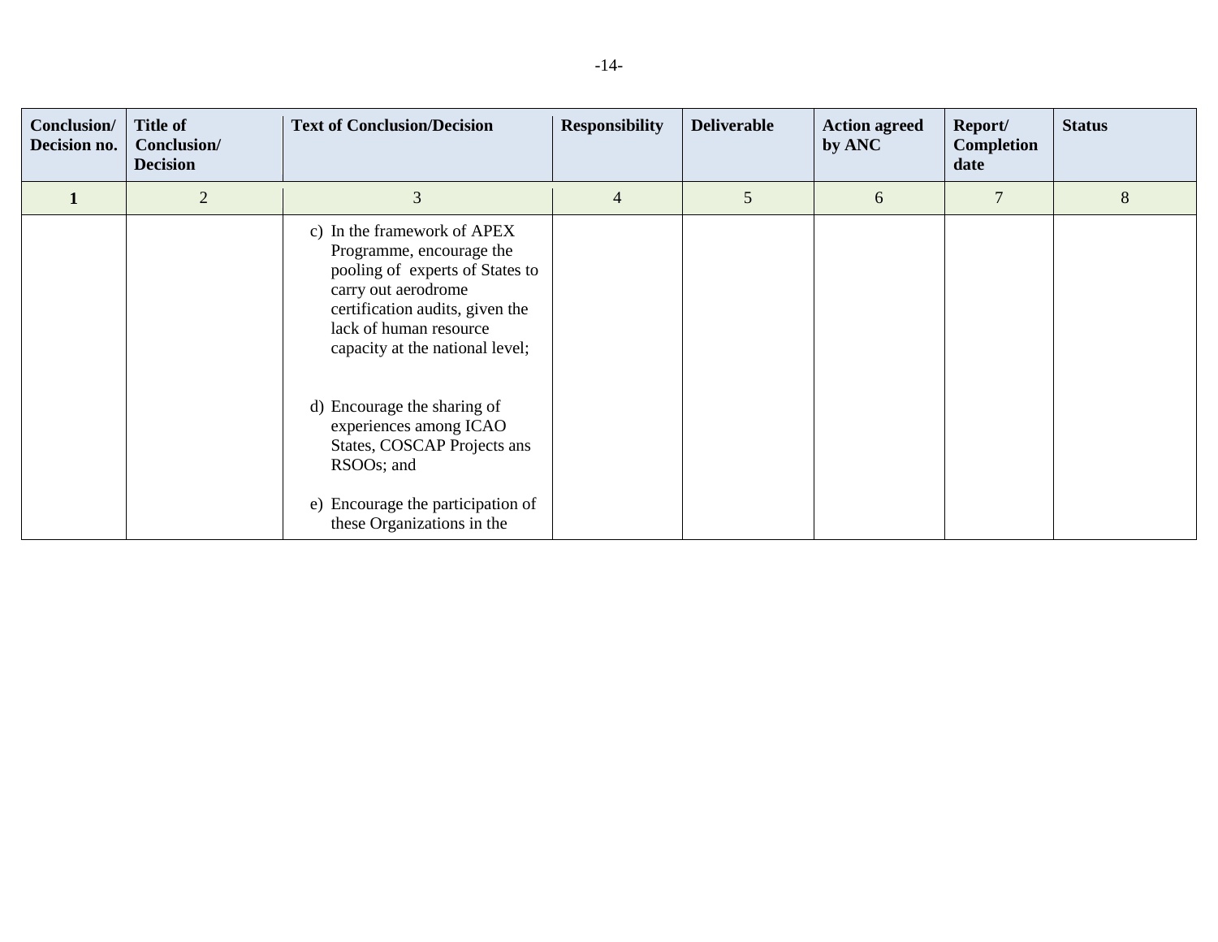| Conclusion/ Decision no. | Title of Conclusion/ Decision | Text of Conclusion/Decision | Responsibility | Deliverable | Action agreed by ANC | Report/ Completion date | Status |
|---|---|---|---|---|---|---|---|
| **1** | 2 | 3 | 4 | 5 | 6 | 7 | 8 |
| | | c) In the framework of APEX Programme, encourage the pooling of experts of States to carry out aerodrome certification audits, given the lack of human resource capacity at the national level;<br><br>d) Encourage the sharing of experiences among ICAO States, COSCAP Projects ans RSOOs; and<br><br>e) Encourage the participation of these Organizations in the | | | | | |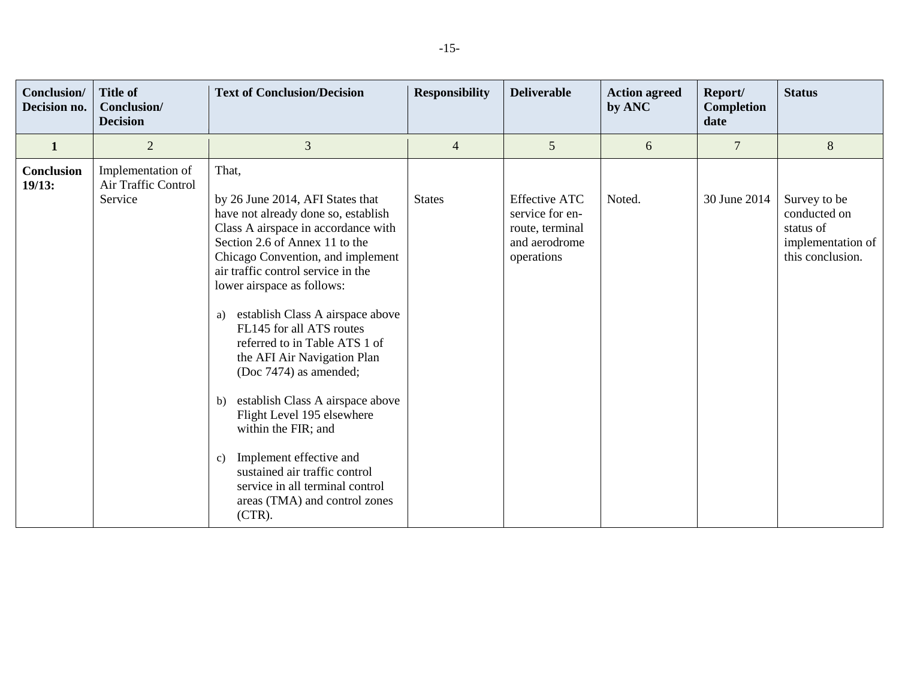| Conclusion/ Decision no. | Title of Conclusion/ Decision | Text of Conclusion/Decision | Responsibility | Deliverable | Action agreed by ANC | Report/ Completion date | Status |
|---|---|---|---|---|---|---|---|
| 1 | 2 | 3 | 4 | 5 | 6 | 7 | 8 |
| **Conclusion 19/13:** | Implementation of Air Traffic Control Service | That,<br><br>by 26 June 2014, AFI States that have not already done so, establish Class A airspace in accordance with Section 2.6 of Annex 11 to the Chicago Convention, and implement air traffic control service in the lower airspace as follows:<br><br>a) establish Class A airspace above FL145 for all ATS routes referred to in Table ATS 1 of the AFI Air Navigation Plan (Doc 7474) as amended;<br><br>b) establish Class A airspace above Flight Level 195 elsewhere within the FIR; and<br><br>c) Implement effective and sustained air traffic control service in all terminal control areas (TMA) and control zones (CTR). | States | Effective ATC service for en-route, terminal and aerodrome operations | Noted. | 30 June 2014 | Survey to be conducted on status of implementation of this conclusion. |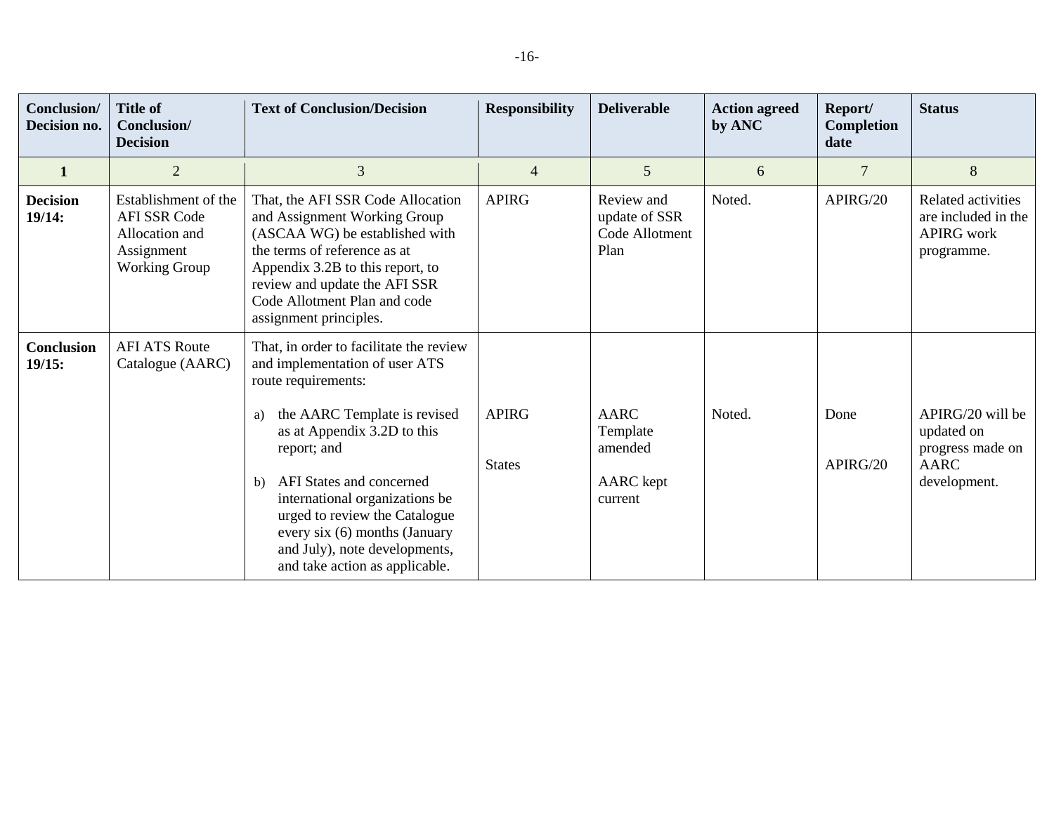| Conclusion/ Decision no. | Title of Conclusion/ Decision | Text of Conclusion/Decision | Responsibility | Deliverable | Action agreed by ANC | Report/ Completion date | Status |
|---|---|---|---|---|---|---|---|
| **1** | 2 | 3 | 4 | 5 | 6 | 7 | 8 |
| **Decision 19/14:** | Establishment of the AFI SSR Code Allocation and Assignment Working Group | That, the AFI SSR Code Allocation and Assignment Working Group (ASCAA WG) be established with the terms of reference as at Appendix 3.2B to this report, to review and update the AFI SSR Code Allotment Plan and code assignment principles. | APIRG | Review and update of SSR Code Allotment Plan | Noted. | APIRG/20 | Related activities are included in the APIRG work programme. |
| **Conclusion 19/15:** | AFI ATS Route Catalogue (AARC) | That, in order to facilitate the review and implementation of user ATS route requirements: | | | | | |
| | | a) the AARC Template is revised as at Appendix 3.2D to this report; and | APIRG | AARC Template amended | Noted. | Done | APIRG/20 will be updated on progress made on AARC development. |
| | | b) AFI States and concerned international organizations be urged to review the Catalogue every six (6) months (January and July), note developments, and take action as applicable. | States | AARC kept current | | APIRG/20 | |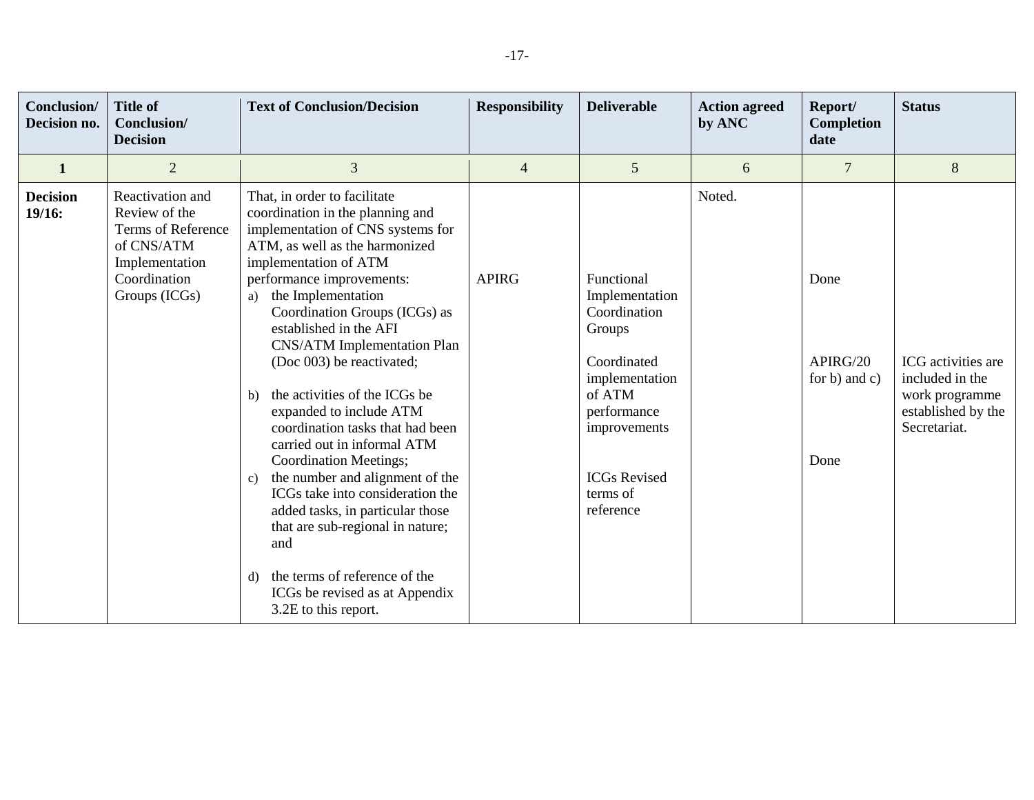| Conclusion/ Decision no. | Title of Conclusion/ Decision | Text of Conclusion/Decision | Responsibility | Deliverable | Action agreed by ANC | Report/ Completion date | Status |
|---|---|---|---|---|---|---|---|
| 1 | 2 | 3 | 4 | 5 | 6 | 7 | 8 |
| **Decision 19/16:** | Reactivation and Review of the Terms of Reference of CNS/ATM Implementation Coordination Groups (ICGs) | That, in order to facilitate coordination in the planning and implementation of CNS systems for ATM, as well as the harmonized implementation of ATM performance improvements:<br>a) the Implementation Coordination Groups (ICGs) as established in the AFI CNS/ATM Implementation Plan (Doc 003) be reactivated;<br>b) the activities of the ICGs be expanded to include ATM coordination tasks that had been carried out in informal ATM Coordination Meetings;<br>c) the number and alignment of the ICGs take into consideration the added tasks, in particular those that are sub-regional in nature; and<br>d) the terms of reference of the ICGs be revised as at Appendix 3.2E to this report. | APIRG | Functional Implementation Coordination Groups<br><br>Coordinated implementation of ATM performance improvements<br><br>ICGs Revised terms of reference | Noted. | Done<br><br>APIRG/20 for b) and c)<br><br>Done | ICG activities are included in the work programme established by the Secretariat. |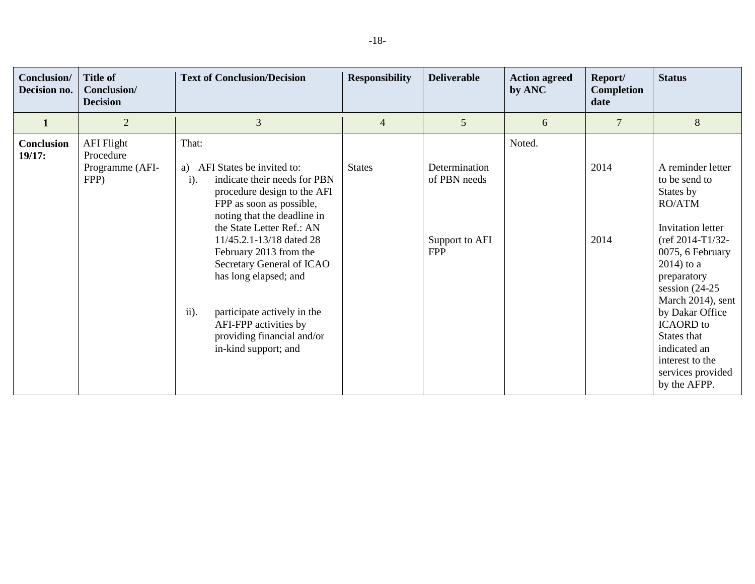| Conclusion/ Decision no. | Title of Conclusion/ Decision | Text of Conclusion/Decision | Responsibility | Deliverable | Action agreed by ANC | Report/ Completion date | Status |
|---|---|---|---|---|---|---|---|
| **1** | 2 | 3 | 4 | 5 | 6 | 7 | 8 |
| **Conclusion 19/17:** | AFI Flight Procedure Programme (AFI-FPP) | That:<br><br>a) AFI States be invited to:<br>i). indicate their needs for PBN procedure design to the AFI FPP as soon as possible, noting that the deadline in the State Letter Ref.: AN 11/45.2.1-13/18 dated 28 February 2013 from the Secretary General of ICAO has long elapsed; and<br><br>ii). participate actively in the AFI-FPP activities by providing financial and/or in-kind support; and | States | Determination of PBN needs<br><br>Support to AFI FPP | Noted. | 2014<br><br>2014 | A reminder letter to be send to States by RO/ATM<br><br>Invitation letter (ref 2014-T1/32-0075, 6 February 2014) to a preparatory session (24-25 March 2014), sent by Dakar Office ICAORD to States that indicated an interest to the services provided by the AFPP. |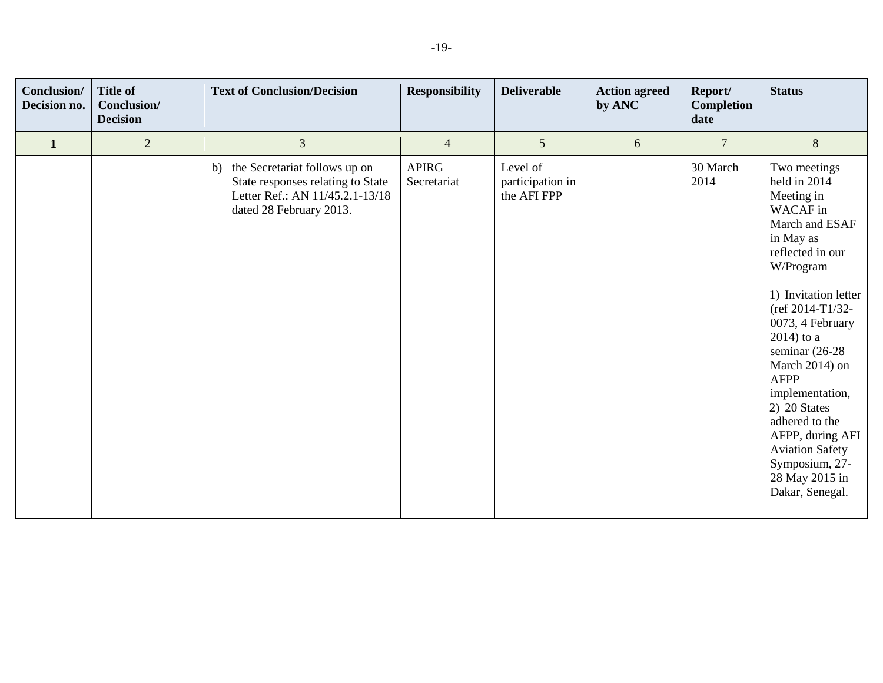| Conclusion/ Decision no. | Title of Conclusion/ Decision | Text of Conclusion/Decision | Responsibility | Deliverable | Action agreed by ANC | Report/ Completion date | Status |
|---|---|---|---|---|---|---|---|
| **1** | 2 | 3 | 4 | 5 | 6 | 7 | 8 |
| | | b) the Secretariat follows up on State responses relating to State Letter Ref.: AN 11/45.2.1-13/18 dated 28 February 2013. | APIRG Secretariat | Level of participation in the AFI FPP | | 30 March 2014 | Two meetings held in 2014 Meeting in WACAF in March and ESAF in May as reflected in our W/Program<br><br>1) Invitation letter (ref 2014-T1/32-0073, 4 February 2014) to a seminar (26-28 March 2014) on AFPP implementation,<br>2) 20 States adhered to the AFPP, during AFI Aviation Safety Symposium, 27-28 May 2015 in Dakar, Senegal. |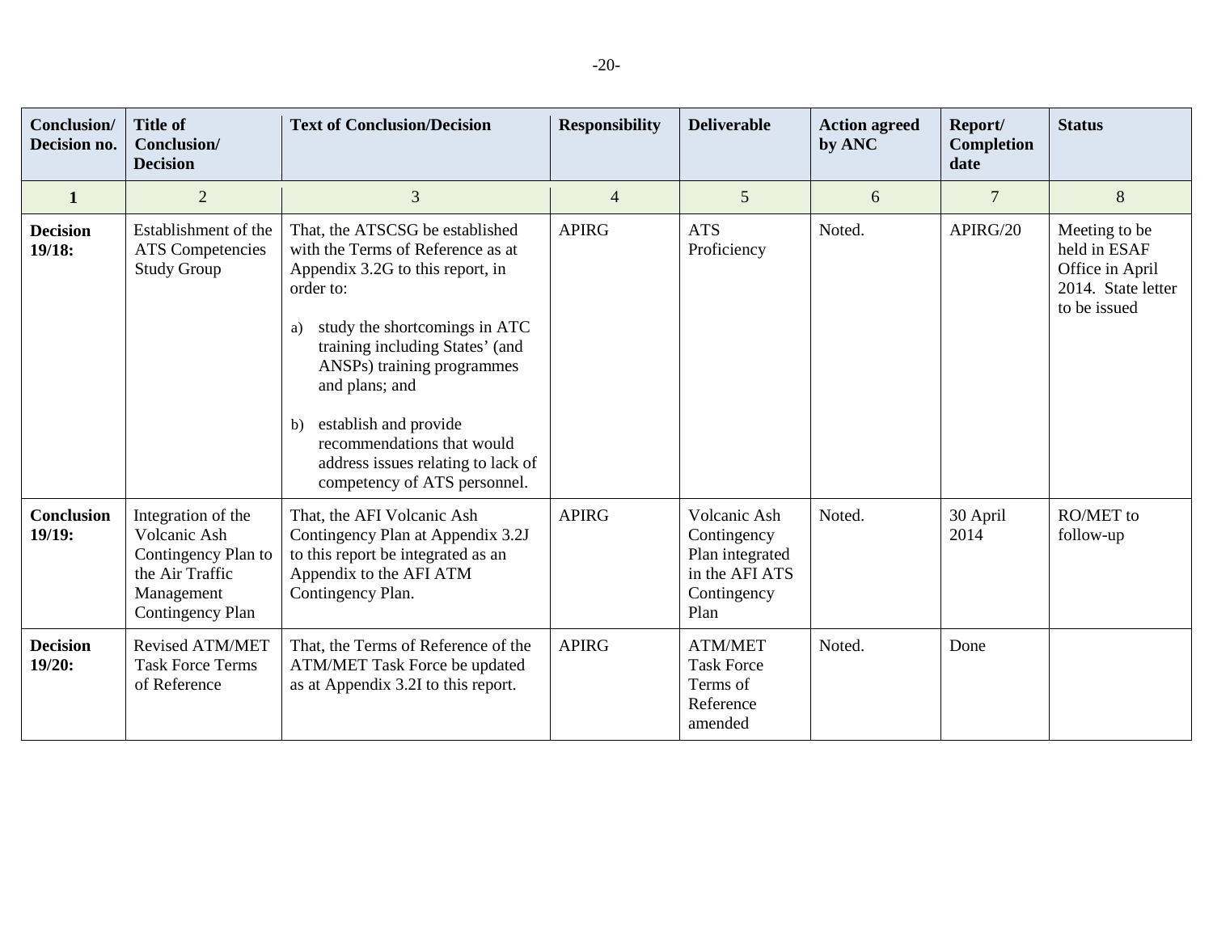| Conclusion/ Decision no. | Title of Conclusion/ Decision | Text of Conclusion/Decision | Responsibility | Deliverable | Action agreed by ANC | Report/ Completion date | Status |
|---|---|---|---|---|---|---|---|
| 1 | 2 | 3 | 4 | 5 | 6 | 7 | 8 |
| **Decision 19/18:** | Establishment of the ATS Competencies Study Group | That, the ATSCSG be established with the Terms of Reference as at Appendix 3.2G to this report, in order to:<br><br>a) study the shortcomings in ATC training including States' (and ANSPs) training programmes and plans; and<br><br>b) establish and provide recommendations that would address issues relating to lack of competency of ATS personnel. | APIRG | ATS Proficiency | Noted. | APIRG/20 | Meeting to be held in ESAF Office in April 2014. State letter to be issued |
| **Conclusion 19/19:** | Integration of the Volcanic Ash Contingency Plan to the Air Traffic Management Contingency Plan | That, the AFI Volcanic Ash Contingency Plan at Appendix 3.2J to this report be integrated as an Appendix to the AFI ATM Contingency Plan. | APIRG | Volcanic Ash Contingency Plan integrated in the AFI ATS Contingency Plan | Noted. | 30 April 2014 | RO/MET to follow-up |
| **Decision 19/20:** | Revised ATM/MET Task Force Terms of Reference | That, the Terms of Reference of the ATM/MET Task Force be updated as at Appendix 3.2I to this report. | APIRG | ATM/MET Task Force Terms of Reference amended | Noted. | Done | |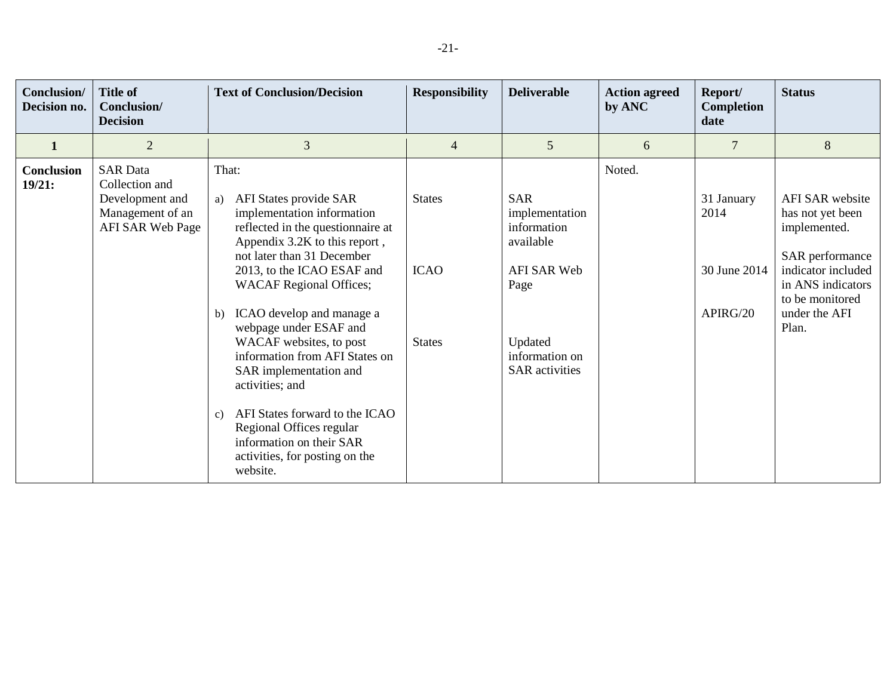| Conclusion/ Decision no. | Title of Conclusion/ Decision | Text of Conclusion/Decision | Responsibility | Deliverable | Action agreed by ANC | Report/ Completion date | Status |
|---|---|---|---|---|---|---|---|
| **1** | 2 | 3 | 4 | 5 | 6 | 7 | 8 |
| **Conclusion 19/21:** | SAR Data Collection and Development and Management of an AFI SAR Web Page | That:<br><br>a) AFI States provide SAR implementation information reflected in the questionnaire at Appendix 3.2K to this report , not later than 31 December 2013, to the ICAO ESAF and WACAF Regional Offices;<br><br>b) ICAO develop and manage a webpage under ESAF and WACAF websites, to post information from AFI States on SAR implementation and activities; and<br><br>c) AFI States forward to the ICAO Regional Offices regular information on their SAR activities, for posting on the website. | States<br><br>ICAO<br><br>States | SAR implementation information available<br><br>AFI SAR Web Page<br><br>Updated information on SAR activities | Noted. | 31 January 2014<br><br>30 June 2014<br><br>APIRG/20 | AFI SAR website has not yet been implemented.<br><br>SAR performance indicator included in ANS indicators to be monitored under the AFI Plan. |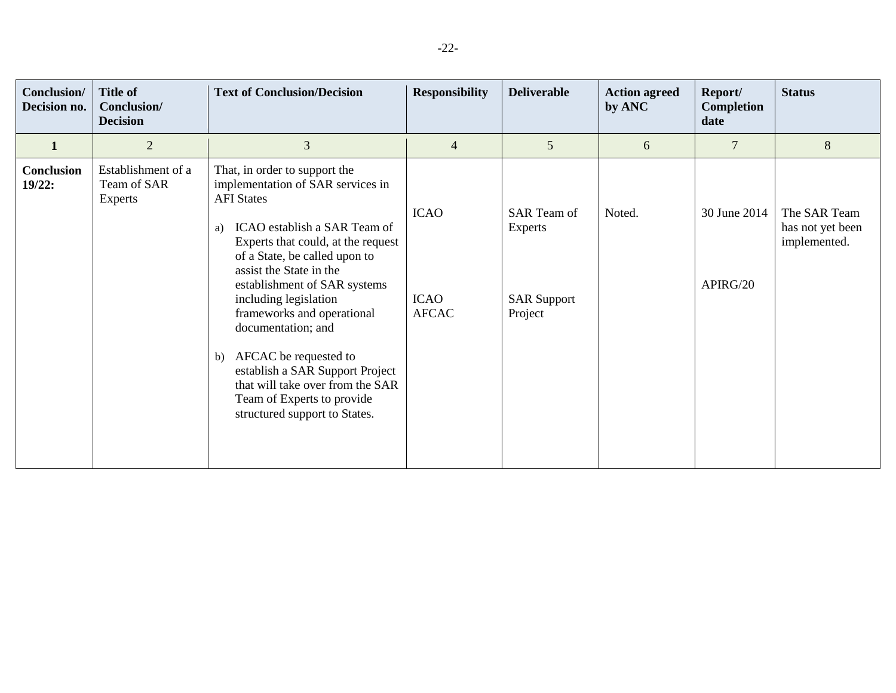| Conclusion/ Decision no. | Title of Conclusion/ Decision | Text of Conclusion/Decision | Responsibility | Deliverable | Action agreed by ANC | Report/ Completion date | Status |
|---|---|---|---|---|---|---|---|
| **1** | 2 | 3 | 4 | 5 | 6 | 7 | 8 |
| **Conclusion 19/22:** | Establishment of a Team of SAR Experts | That, in order to support the implementation of SAR services in AFI States<br><br>a) ICAO establish a SAR Team of Experts that could, at the request of a State, be called upon to assist the State in the establishment of SAR systems including legislation frameworks and operational documentation; and<br><br>b) AFCAC be requested to establish a SAR Support Project that will take over from the SAR Team of Experts to provide structured support to States. | ICAO<br><br>ICAO<br>AFCAC | SAR Team of Experts<br><br>SAR Support Project | Noted. | 30 June 2014<br><br>APIRG/20 | The SAR Team has not yet been implemented. |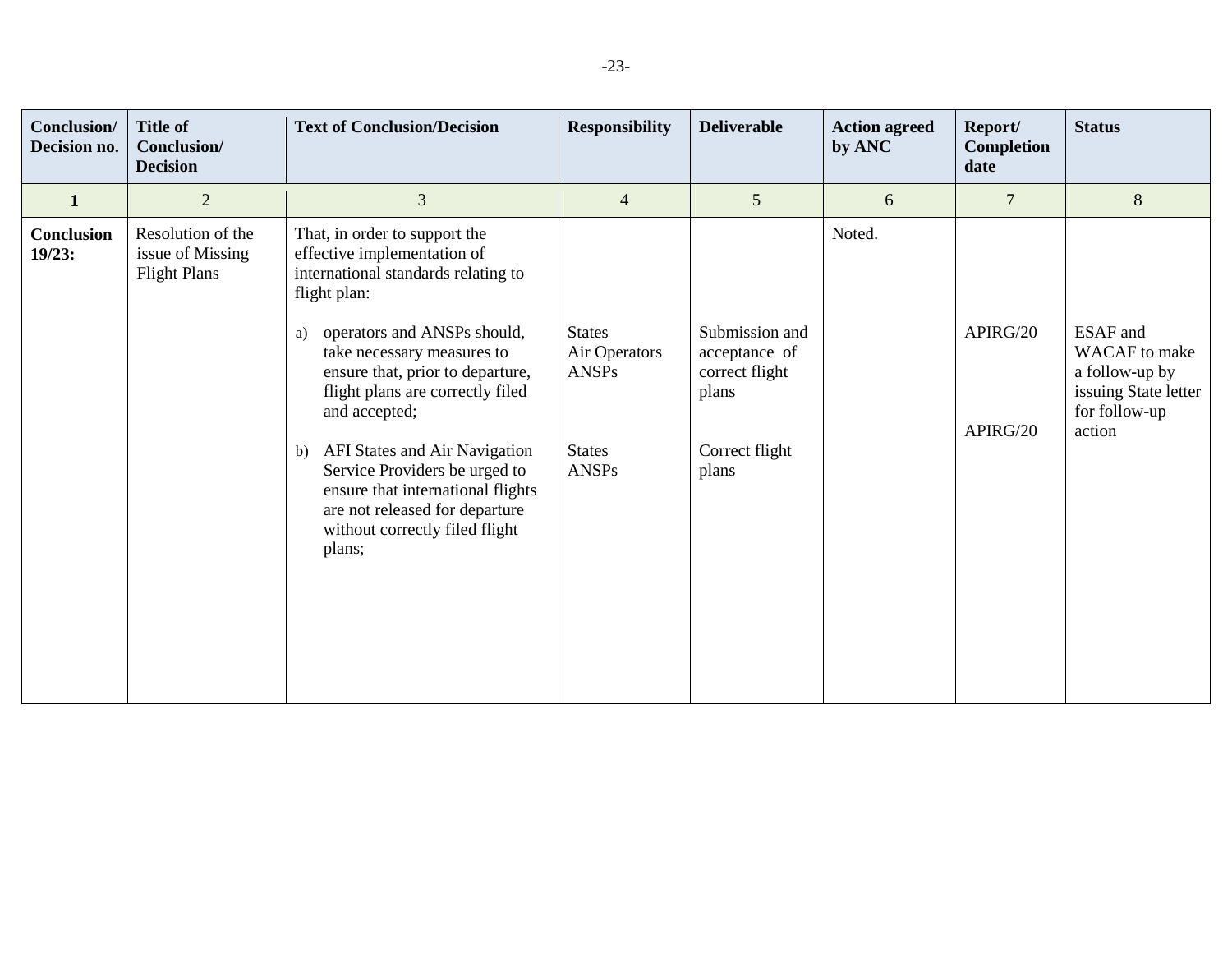| Conclusion/ Decision no. | Title of Conclusion/ Decision | Text of Conclusion/Decision | Responsibility | Deliverable | Action agreed by ANC | Report/ Completion date | Status |
|---|---|---|---|---|---|---|---|
| 1 | 2 | 3 | 4 | 5 | 6 | 7 | 8 |
| **Conclusion 19/23:** | Resolution of the issue of Missing Flight Plans | That, in order to support the effective implementation of international standards relating to flight plan: | | | Noted. | | |
| | | a) operators and ANSPs should, take necessary measures to ensure that, prior to departure, flight plans are correctly filed and accepted; | States Air Operators ANSPs | Submission and acceptance of correct flight plans | | APIRG/20 | ESAF and WACAF to make a follow-up by issuing State letter for follow-up action |
| | | b) AFI States and Air Navigation Service Providers be urged to ensure that international flights are not released for departure without correctly filed flight plans; | States ANSPs | Correct flight plans | | APIRG/20 | |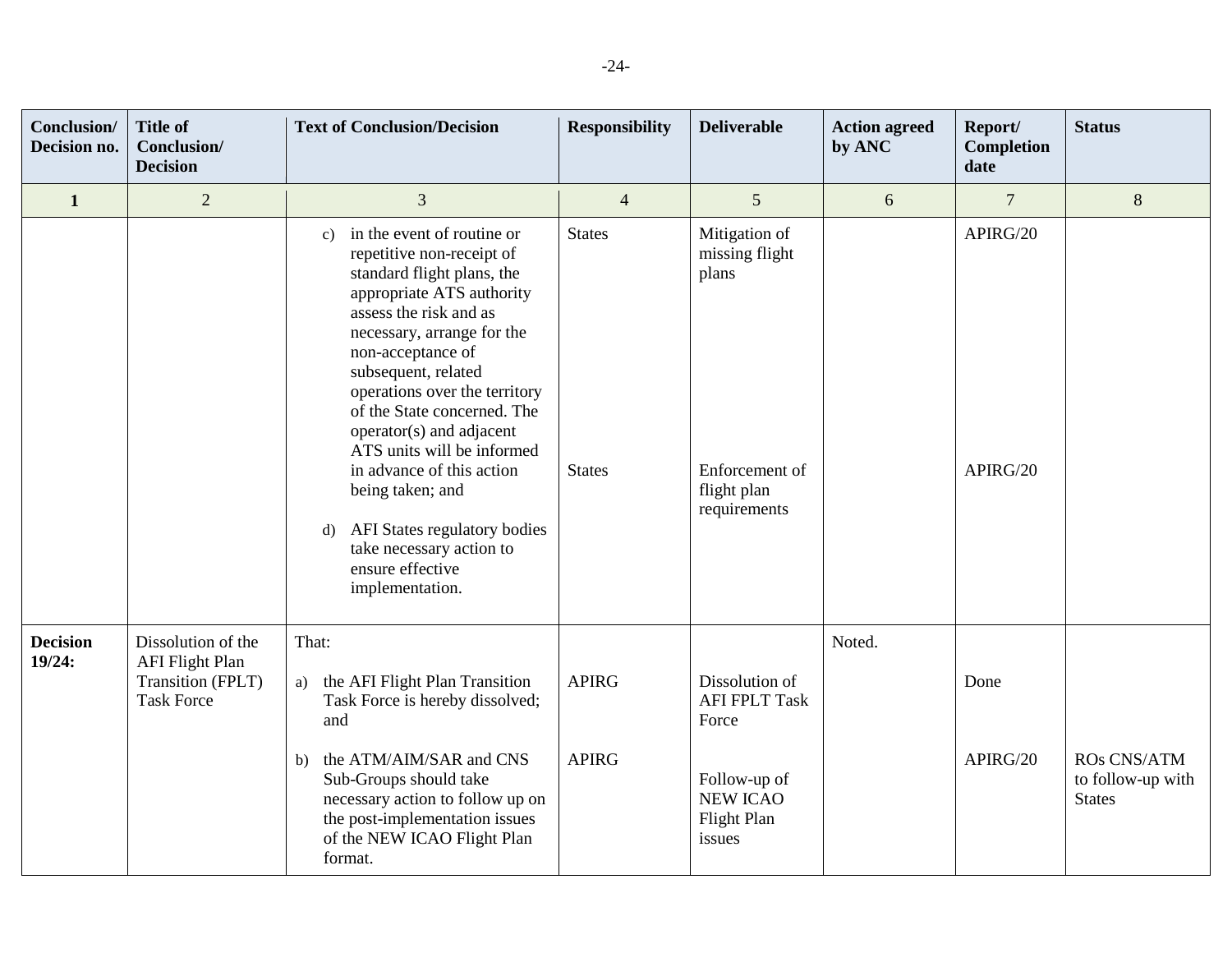| Conclusion/ Decision no. | Title of Conclusion/ Decision | Text of Conclusion/Decision | Responsibility | Deliverable | Action agreed by ANC | Report/ Completion date | Status |
|---|---|---|---|---|---|---|---|
| **1** | 2 | 3 | 4 | 5 | 6 | 7 | 8 |
| | | c) in the event of routine or repetitive non-receipt of standard flight plans, the appropriate ATS authority assess the risk and as necessary, arrange for the non-acceptance of subsequent, related operations over the territory of the State concerned. The operator(s) and adjacent ATS units will be informed in advance of this action being taken; and | States | Mitigation of missing flight plans | | APIRG/20 | |
| | | d) AFI States regulatory bodies take necessary action to ensure effective implementation. | States | Enforcement of flight plan requirements | | APIRG/20 | |
| **Decision 19/24:** | Dissolution of the AFI Flight Plan Transition (FPLT) Task Force | That: | | | Noted. | | |
| | | a) the AFI Flight Plan Transition Task Force is hereby dissolved; and | APIRG | Dissolution of AFI FPLT Task Force | | Done | |
| | | b) the ATM/AIM/SAR and CNS Sub-Groups should take necessary action to follow up on the post-implementation issues of the NEW ICAO Flight Plan format. | APIRG | Follow-up of NEW ICAO Flight Plan issues | | APIRG/20 | ROs CNS/ATM to follow-up with States |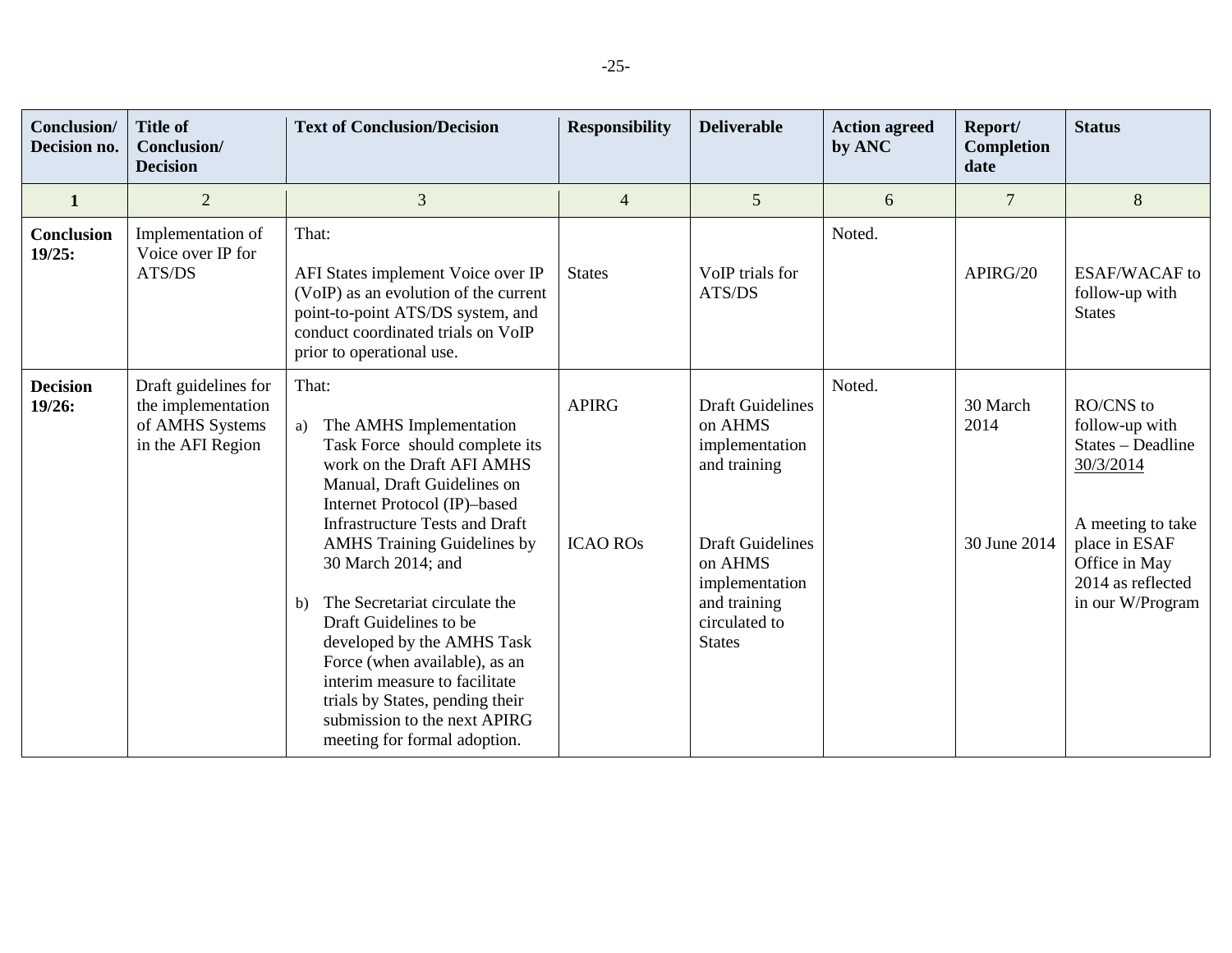| Conclusion/ Decision no. | Title of Conclusion/ Decision | Text of Conclusion/Decision | Responsibility | Deliverable | Action agreed by ANC | Report/ Completion date | Status |
|---|---|---|---|---|---|---|---|
| 1 | 2 | 3 | 4 | 5 | 6 | 7 | 8 |
| **Conclusion 19/25:** | Implementation of Voice over IP for ATS/DS | That:<br><br>AFI States implement Voice over IP (VoIP) as an evolution of the current point-to-point ATS/DS system, and conduct coordinated trials on VoIP prior to operational use. | States | VoIP trials for ATS/DS | Noted. | APIRG/20 | ESAF/WACAF to follow-up with States |
| **Decision 19/26:** | Draft guidelines for the implementation of AMHS Systems in the AFI Region | That:<br><br>a) The AMHS Implementation Task Force should complete its work on the Draft AFI AMHS Manual, Draft Guidelines on Internet Protocol (IP)–based Infrastructure Tests and Draft AMHS Training Guidelines by 30 March 2014; and<br><br>b) The Secretariat circulate the Draft Guidelines to be developed by the AMHS Task Force (when available), as an interim measure to facilitate trials by States, pending their submission to the next APIRG meeting for formal adoption. | APIRG<br><br>ICAO ROs | Draft Guidelines on AHMS implementation and training<br><br>Draft Guidelines on AHMS implementation and training circulated to States | Noted. | 30 March 2014<br><br>30 June 2014 | RO/CNS to follow-up with States – Deadline 30/3/2014<br><br>A meeting to take place in ESAF Office in May 2014 as reflected in our W/Program |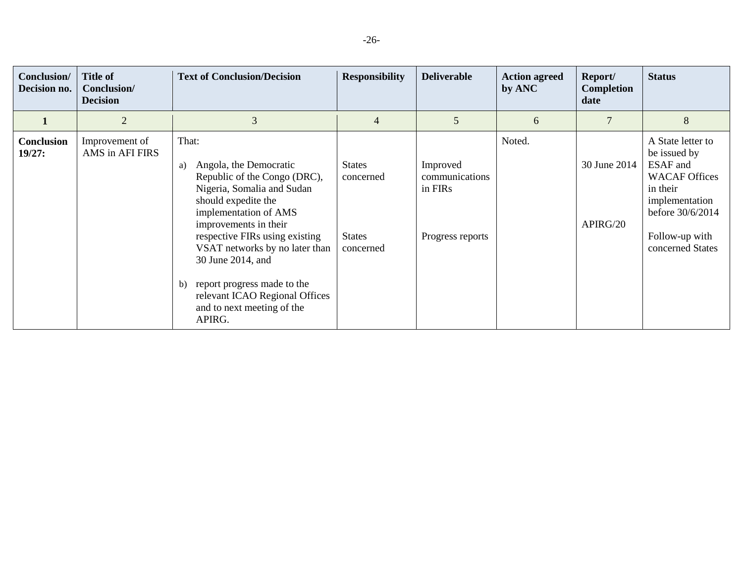| Conclusion/ Decision no. | Title of Conclusion/ Decision | Text of Conclusion/Decision | Responsibility | Deliverable | Action agreed by ANC | Report/ Completion date | Status |
|---|---|---|---|---|---|---|---|
| 1 | 2 | 3 | 4 | 5 | 6 | 7 | 8 |
| **Conclusion 19/27:** | Improvement of AMS in AFI FIRS | That:<br><br>a) Angola, the Democratic Republic of the Congo (DRC), Nigeria, Somalia and Sudan should expedite the implementation of AMS improvements in their respective FIRs using existing VSAT networks by no later than 30 June 2014, and<br><br>b) report progress made to the relevant ICAO Regional Offices and to next meeting of the APIRG. | States concerned<br><br>States concerned | Improved communications in FIRs<br><br>Progress reports | Noted. | 30 June 2014<br><br>APIRG/20 | A State letter to be issued by ESAF and WACAF Offices in their implementation before 30/6/2014<br><br>Follow-up with concerned States |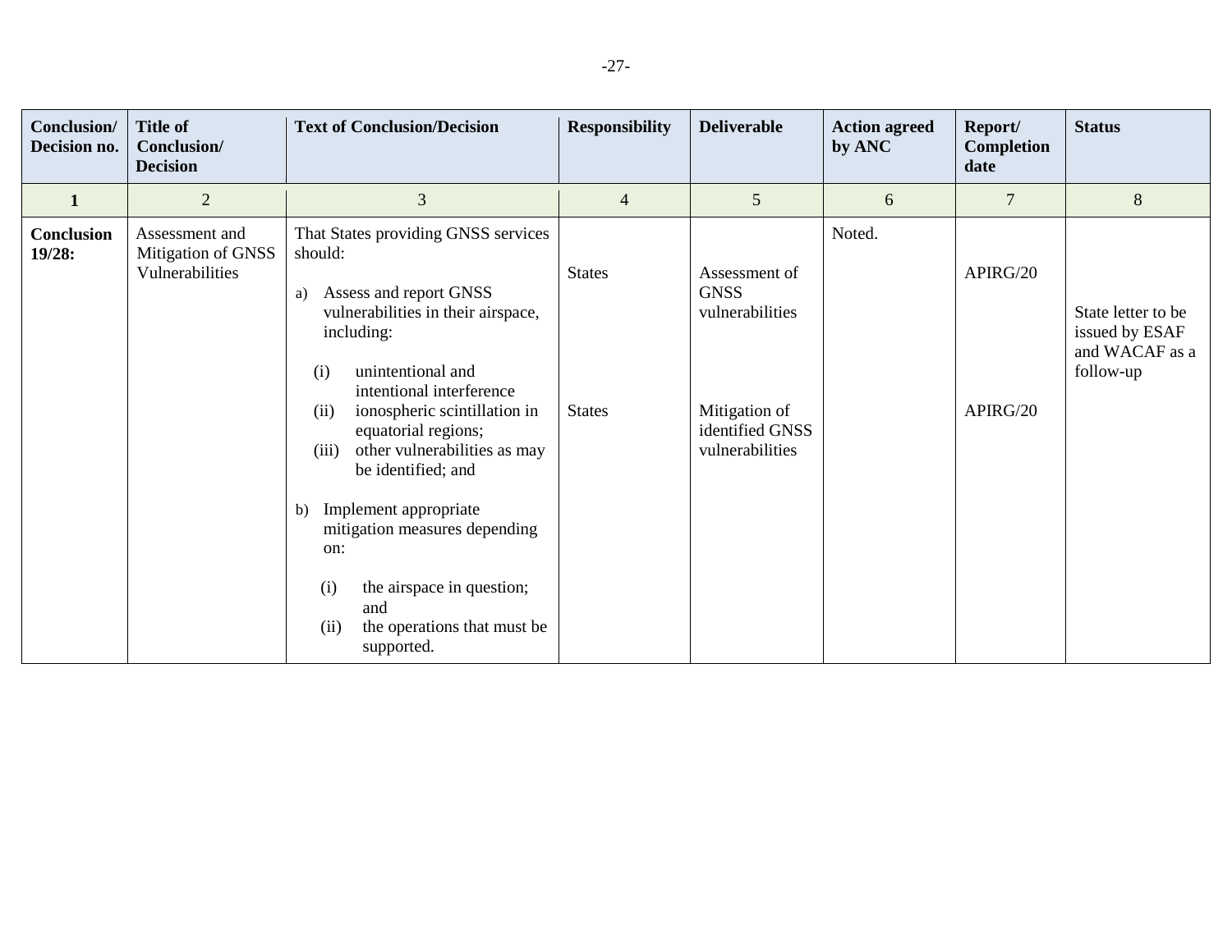| Conclusion/ Decision no. | Title of Conclusion/ Decision | Text of Conclusion/Decision | Responsibility | Deliverable | Action agreed by ANC | Report/ Completion date | Status |
|---|---|---|---|---|---|---|---|
| **1** | 2 | 3 | 4 | 5 | 6 | 7 | 8 |
| **Conclusion 19/28:** | Assessment and Mitigation of GNSS Vulnerabilities | That States providing GNSS services should:<br><br>a) Assess and report GNSS vulnerabilities in their airspace, including:<br><br>(i) unintentional and intentional interference<br>(ii) ionospheric scintillation in equatorial regions;<br>(iii) other vulnerabilities as may be identified; and<br><br>b) Implement appropriate mitigation measures depending on:<br><br>(i) the airspace in question; and<br>(ii) the operations that must be supported. | States<br><br><br><br>States | Assessment of GNSS vulnerabilities<br><br><br><br>Mitigation of identified GNSS vulnerabilities | Noted. | APIRG/20<br><br><br><br>APIRG/20 | State letter to be issued by ESAF and WACAF as a follow-up |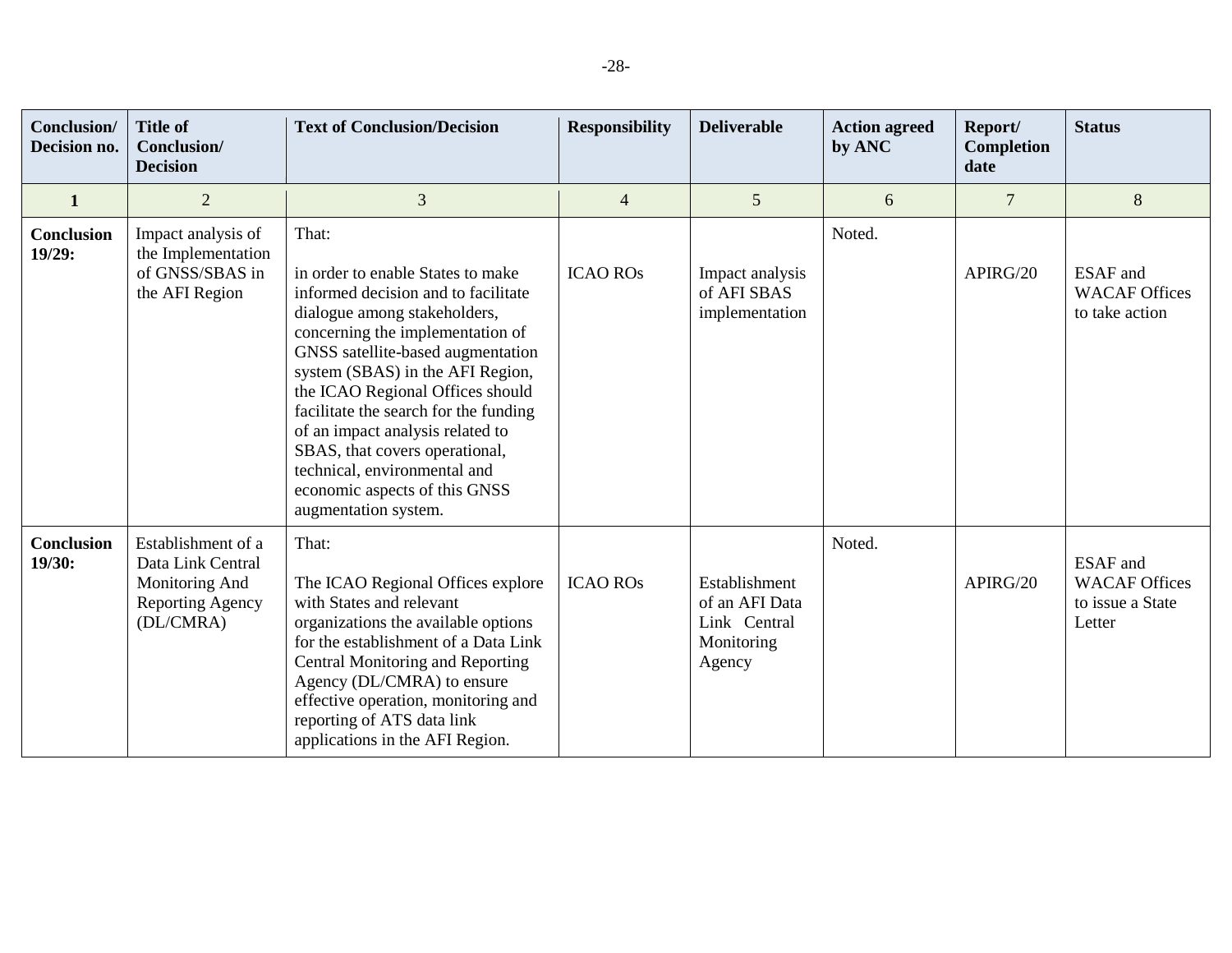| Conclusion/ Decision no. | Title of Conclusion/ Decision | Text of Conclusion/Decision | Responsibility | Deliverable | Action agreed by ANC | Report/ Completion date | Status |
|---|---|---|---|---|---|---|---|
| **1** | 2 | 3 | 4 | 5 | 6 | 7 | 8 |
| **Conclusion 19/29:** | Impact analysis of the Implementation of GNSS/SBAS in the AFI Region | That:<br><br>in order to enable States to make informed decision and to facilitate dialogue among stakeholders, concerning the implementation of GNSS satellite-based augmentation system (SBAS) in the AFI Region, the ICAO Regional Offices should facilitate the search for the funding of an impact analysis related to SBAS, that covers operational, technical, environmental and economic aspects of this GNSS augmentation system. | ICAO ROs | Impact analysis of AFI SBAS implementation | Noted. | APIRG/20 | ESAF and WACAF Offices to take action |
| **Conclusion 19/30:** | Establishment of a Data Link Central Monitoring And Reporting Agency (DL/CMRA) | That:<br><br>The ICAO Regional Offices explore with States and relevant organizations the available options for the establishment of a Data Link Central Monitoring and Reporting Agency (DL/CMRA) to ensure effective operation, monitoring and reporting of ATS data link applications in the AFI Region. | ICAO ROs | Establishment of an AFI Data Link Central Monitoring Agency | Noted. | APIRG/20 | ESAF and WACAF Offices to issue a State Letter |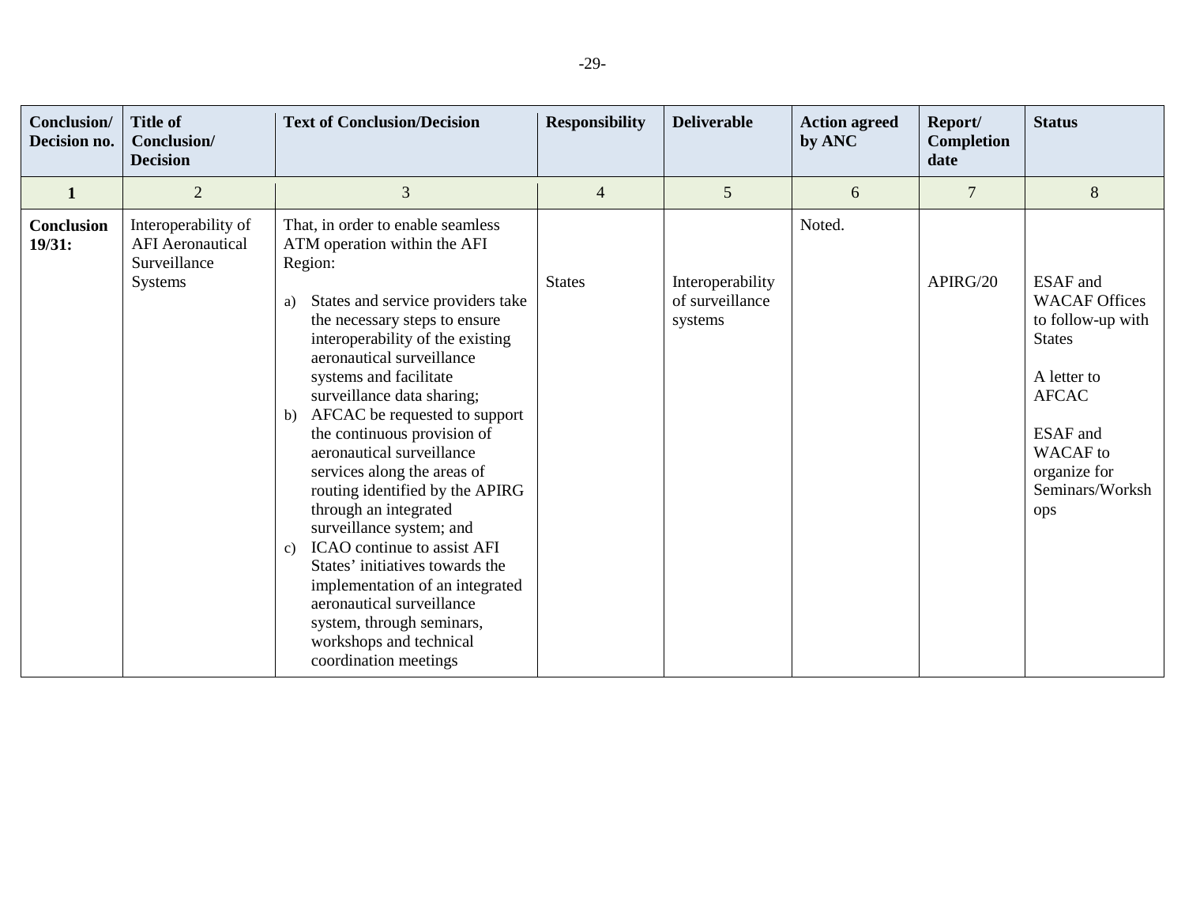| Conclusion/ Decision no. | Title of Conclusion/ Decision | Text of Conclusion/Decision | Responsibility | Deliverable | Action agreed by ANC | Report/ Completion date | Status |
|---|---|---|---|---|---|---|---|
| 1 | 2 | 3 | 4 | 5 | 6 | 7 | 8 |
| **Conclusion 19/31:** | Interoperability of AFI Aeronautical Surveillance Systems | That, in order to enable seamless ATM operation within the AFI Region:<br><br>a) States and service providers take the necessary steps to ensure interoperability of the existing aeronautical surveillance systems and facilitate surveillance data sharing;<br>b) AFCAC be requested to support the continuous provision of aeronautical surveillance services along the areas of routing identified by the APIRG through an integrated surveillance system; and<br>c) ICAO continue to assist AFI States' initiatives towards the implementation of an integrated aeronautical surveillance system, through seminars, workshops and technical coordination meetings | States | Interoperability of surveillance systems | Noted. | APIRG/20 | ESAF and WACAF Offices to follow-up with States<br><br>A letter to AFCAC<br><br>ESAF and WACAF to organize for Seminars/Workshops |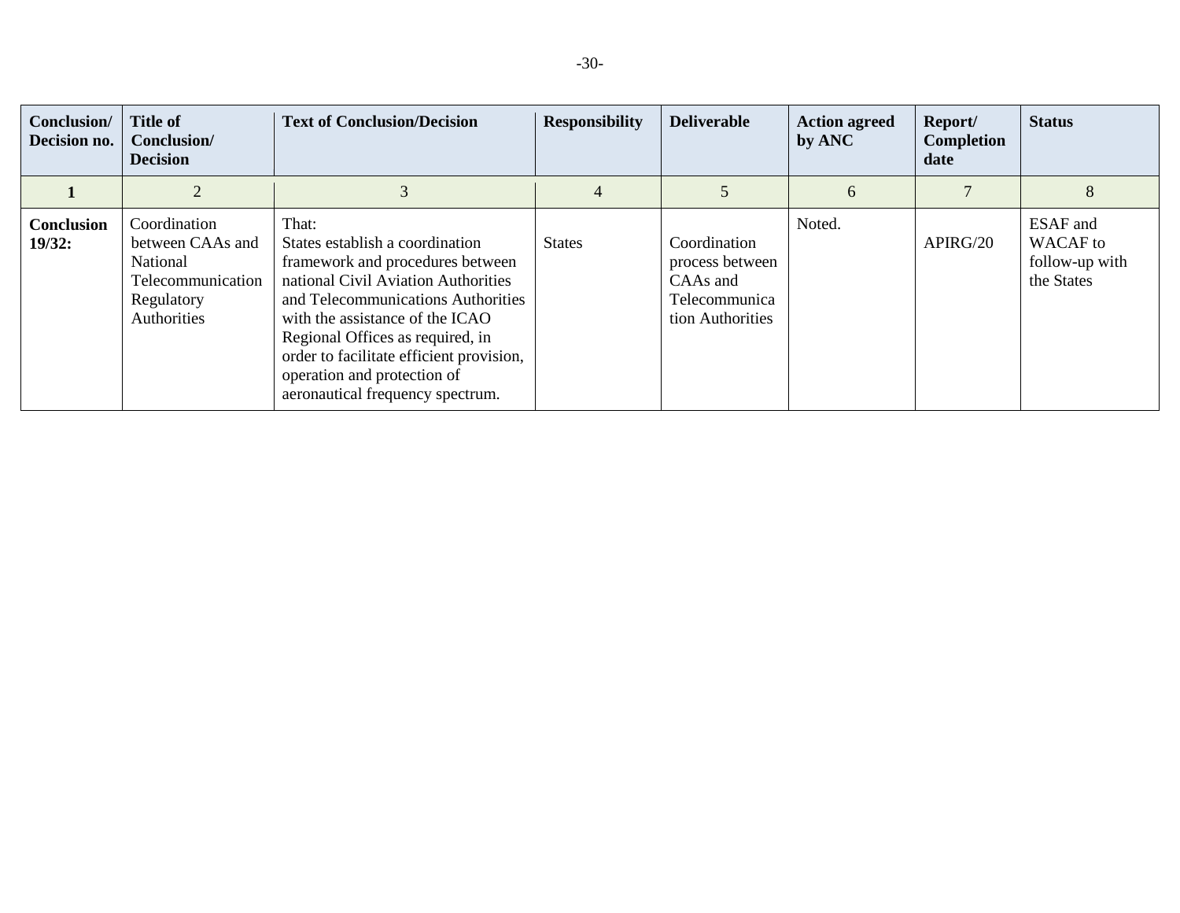| Conclusion/ Decision no. | Title of Conclusion/ Decision | Text of Conclusion/Decision | Responsibility | Deliverable | Action agreed by ANC | Report/ Completion date | Status |
|---|---|---|---|---|---|---|---|
| **1** | 2 | 3 | 4 | 5 | 6 | 7 | 8 |
| **Conclusion 19/32:** | Coordination between CAAs and National Telecommunication Regulatory Authorities | That:<br>States establish a coordination framework and procedures between national Civil Aviation Authorities and Telecommunications Authorities with the assistance of the ICAO Regional Offices as required, in order to facilitate efficient provision, operation and protection of aeronautical frequency spectrum. | States | Coordination process between CAAs and Telecommunication Authorities | Noted. | APIRG/20 | ESAF and WACAF to follow-up with the States |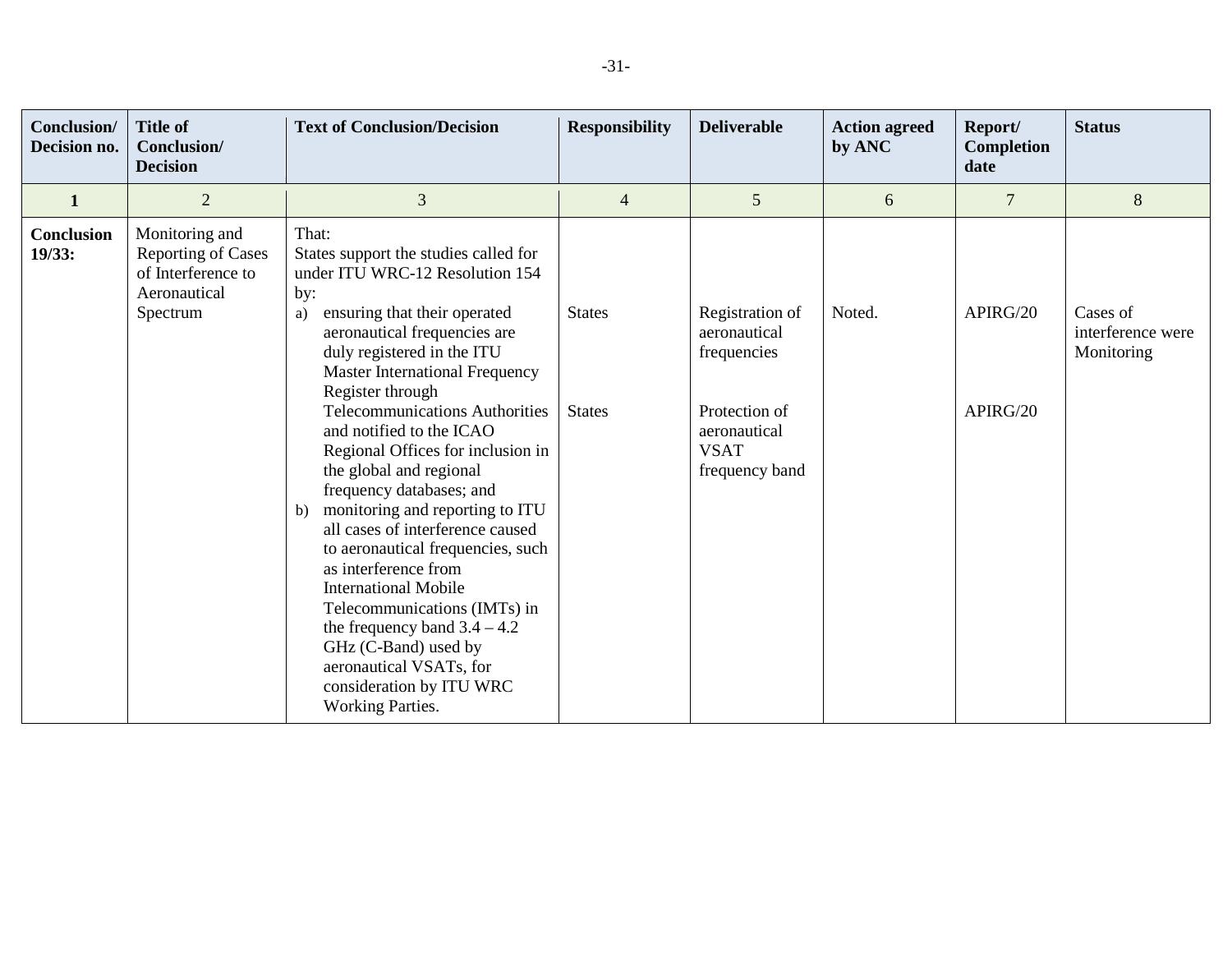| Conclusion/ Decision no. | Title of Conclusion/ Decision | Text of Conclusion/Decision | Responsibility | Deliverable | Action agreed by ANC | Report/ Completion date | Status |
|---|---|---|---|---|---|---|---|
| 1 | 2 | 3 | 4 | 5 | 6 | 7 | 8 |
| **Conclusion 19/33:** | Monitoring and Reporting of Cases of Interference to Aeronautical Spectrum | That:<br>States support the studies called for under ITU WRC-12 Resolution 154 by:<br>a) ensuring that their operated aeronautical frequencies are duly registered in the ITU Master International Frequency Register through Telecommunications Authorities and notified to the ICAO Regional Offices for inclusion in the global and regional frequency databases; and<br>b) monitoring and reporting to ITU all cases of interference caused to aeronautical frequencies, such as interference from International Mobile Telecommunications (IMTs) in the frequency band 3.4 – 4.2 GHz (C-Band) used by aeronautical VSATs, for consideration by ITU WRC Working Parties. | States<br><br>States | Registration of aeronautical frequencies<br><br>Protection of aeronautical VSAT frequency band | Noted. | APIRG/20<br><br>APIRG/20 | Cases of interference were Monitoring |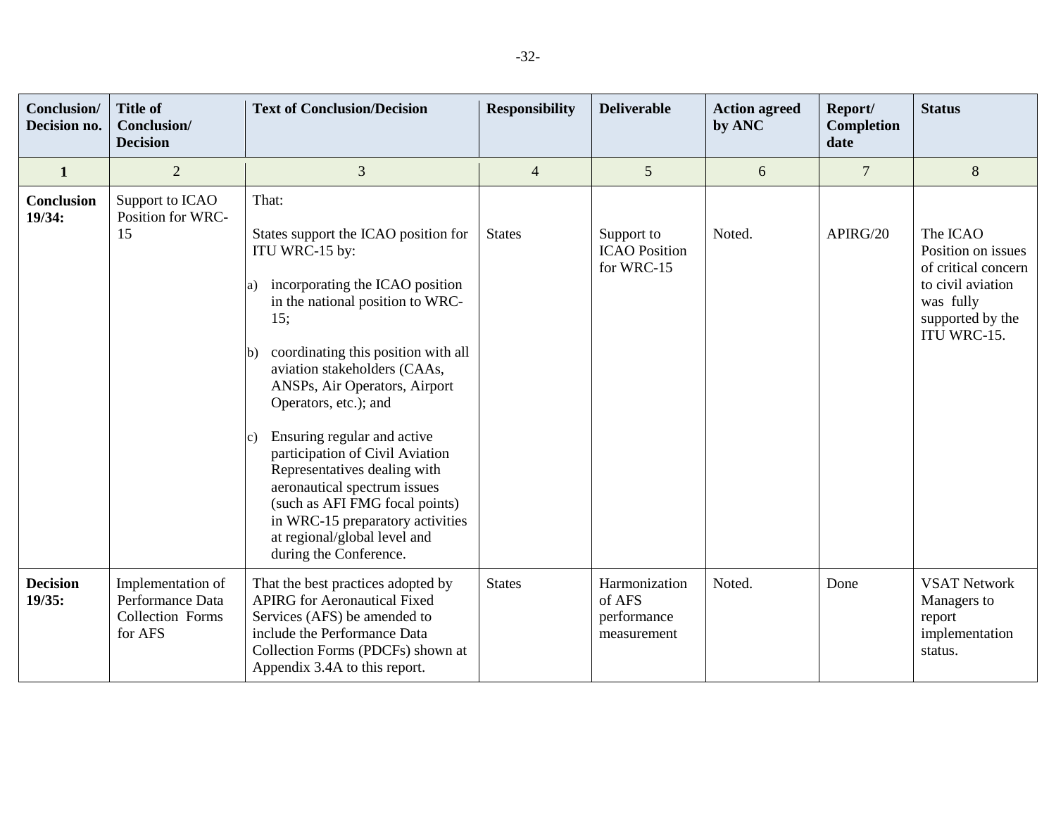| Conclusion/ Decision no. | Title of Conclusion/ Decision | Text of Conclusion/Decision | Responsibility | Deliverable | Action agreed by ANC | Report/ Completion date | Status |
|---|---|---|---|---|---|---|---|
| **1** | 2 | 3 | 4 | 5 | 6 | 7 | 8 |
| **Conclusion 19/34:** | Support to ICAO Position for WRC-15 | That:<br><br>States support the ICAO position for ITU WRC-15 by:<br><br>a) incorporating the ICAO position in the national position to WRC-15;<br><br>b) coordinating this position with all aviation stakeholders (CAAs, ANSPs, Air Operators, Airport Operators, etc.); and<br><br>c) Ensuring regular and active participation of Civil Aviation Representatives dealing with aeronautical spectrum issues (such as AFI FMG focal points) in WRC-15 preparatory activities at regional/global level and during the Conference. | States | Support to ICAO Position for WRC-15 | Noted. | APIRG/20 | The ICAO Position on issues of critical concern to civil aviation was fully supported by the ITU WRC-15. |
| **Decision 19/35:** | Implementation of Performance Data Collection Forms for AFS | That the best practices adopted by APIRG for Aeronautical Fixed Services (AFS) be amended to include the Performance Data Collection Forms (PDCFs) shown at Appendix 3.4A to this report. | States | Harmonization of AFS performance measurement | Noted. | Done | VSAT Network Managers to report implementation status. |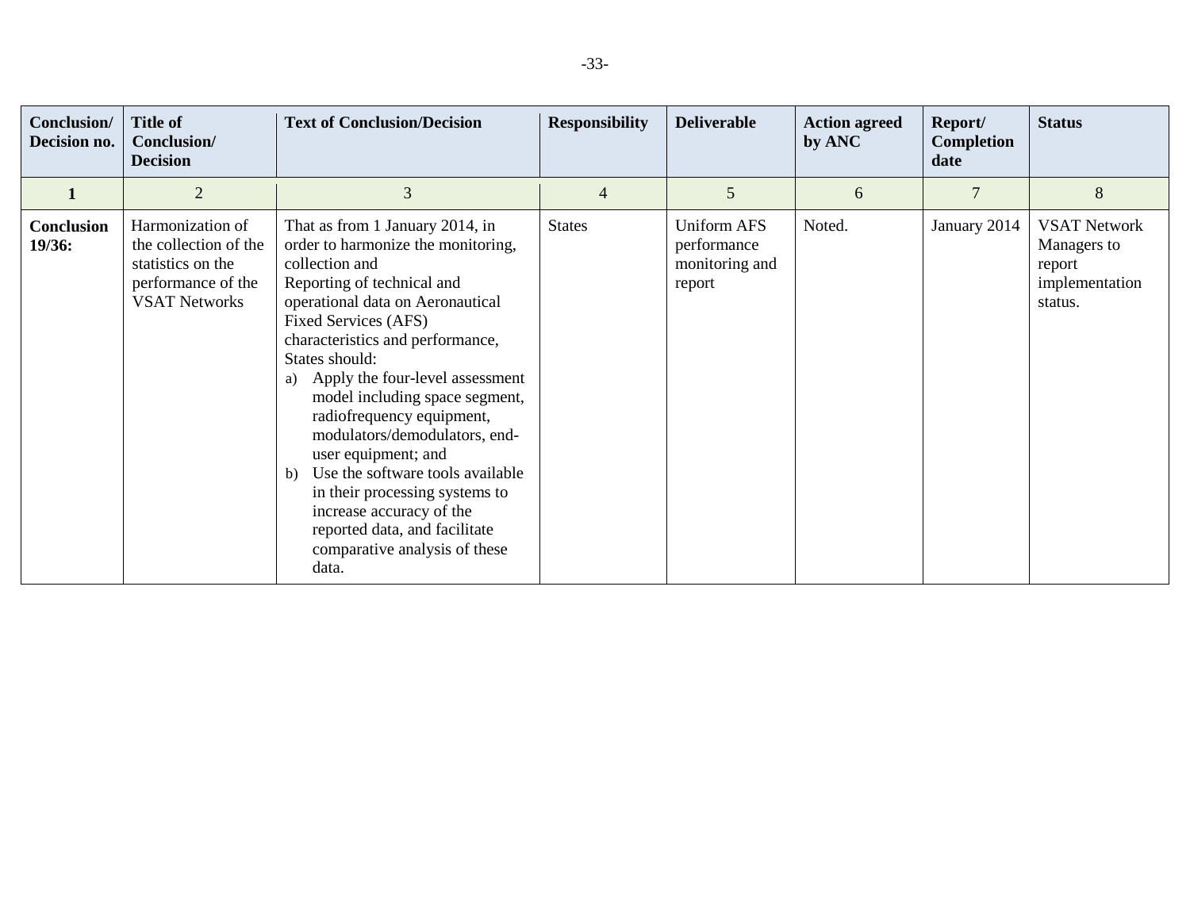| Conclusion/ Decision no. | Title of Conclusion/ Decision | Text of Conclusion/Decision | Responsibility | Deliverable | Action agreed by ANC | Report/ Completion date | Status |
|---|---|---|---|---|---|---|---|
| **1** | 2 | 3 | 4 | 5 | 6 | 7 | 8 |
| **Conclusion 19/36:** | Harmonization of the collection of the statistics on the performance of the VSAT Networks | That as from 1 January 2014, in order to harmonize the monitoring, collection and Reporting of technical and operational data on Aeronautical Fixed Services (AFS) characteristics and performance, States should: <br> a) Apply the four-level assessment model including space segment, radiofrequency equipment, modulators/demodulators, end-user equipment; and <br> b) Use the software tools available in their processing systems to increase accuracy of the reported data, and facilitate comparative analysis of these data. | States | Uniform AFS performance monitoring and report | Noted. | January 2014 | VSAT Network Managers to report implementation status. |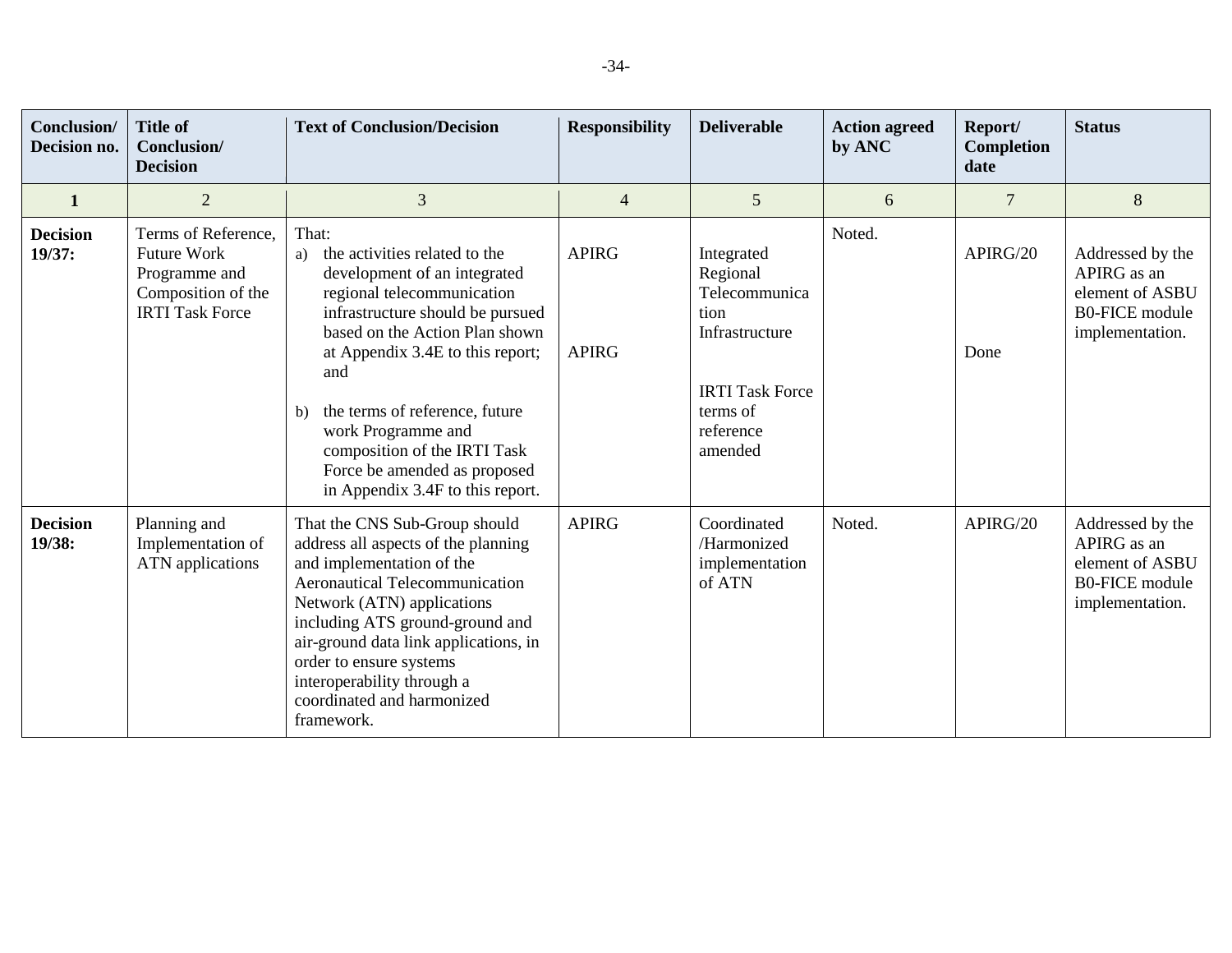| Conclusion/ Decision no. | Title of Conclusion/ Decision | Text of Conclusion/Decision | Responsibility | Deliverable | Action agreed by ANC | Report/ Completion date | Status |
|---|---|---|---|---|---|---|---|
| 1 | 2 | 3 | 4 | 5 | 6 | 7 | 8 |
| **Decision 19/37:** | Terms of Reference, Future Work Programme and Composition of the IRTI Task Force | That:<br>a) the activities related to the development of an integrated regional telecommunication infrastructure should be pursued based on the Action Plan shown at Appendix 3.4E to this report; and<br>b) the terms of reference, future work Programme and composition of the IRTI Task Force be amended as proposed in Appendix 3.4F to this report. | APIRG<br><br>APIRG | Integrated Regional Telecommunication Infrastructure<br><br>IRTI Task Force terms of reference amended | Noted. | APIRG/20<br><br>Done | Addressed by the APIRG as an element of ASBU B0-FICE module implementation. |
| **Decision 19/38:** | Planning and Implementation of ATN applications | That the CNS Sub-Group should address all aspects of the planning and implementation of the Aeronautical Telecommunication Network (ATN) applications including ATS ground-ground and air-ground data link applications, in order to ensure systems interoperability through a coordinated and harmonized framework. | APIRG | Coordinated /Harmonized implementation of ATN | Noted. | APIRG/20 | Addressed by the APIRG as an element of ASBU B0-FICE module implementation. |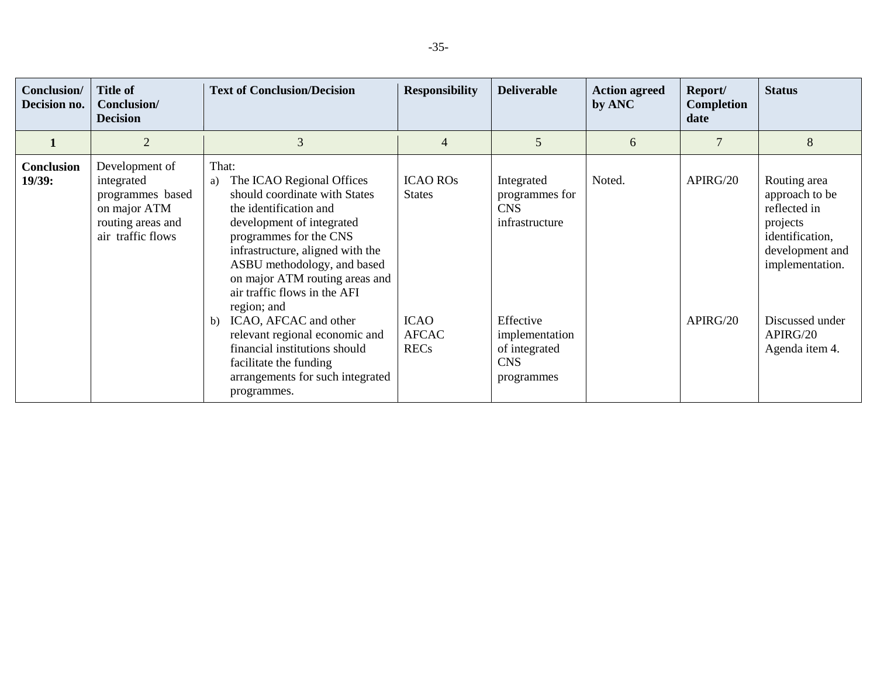| Conclusion/ Decision no. | Title of Conclusion/ Decision | Text of Conclusion/Decision | Responsibility | Deliverable | Action agreed by ANC | Report/ Completion date | Status |
|---|---|---|---|---|---|---|---|
| 1 | 2 | 3 | 4 | 5 | 6 | 7 | 8 |
| **Conclusion 19/39:** | Development of integrated programmes based on major ATM routing areas and air traffic flows | That:<br>a) The ICAO Regional Offices should coordinate with States the identification and development of integrated programmes for the CNS infrastructure, aligned with the ASBU methodology, and based on major ATM routing areas and air traffic flows in the AFI region; and | ICAO ROs<br>States | Integrated programmes for CNS infrastructure | Noted. | APIRG/20 | Routing area approach to be reflected in projects identification, development and implementation. |
| | | b) ICAO, AFCAC and other relevant regional economic and financial institutions should facilitate the funding arrangements for such integrated programmes. | ICAO<br>AFCAC<br>RECs | Effective implementation of integrated CNS programmes | | APIRG/20 | Discussed under APIRG/20 Agenda item 4. |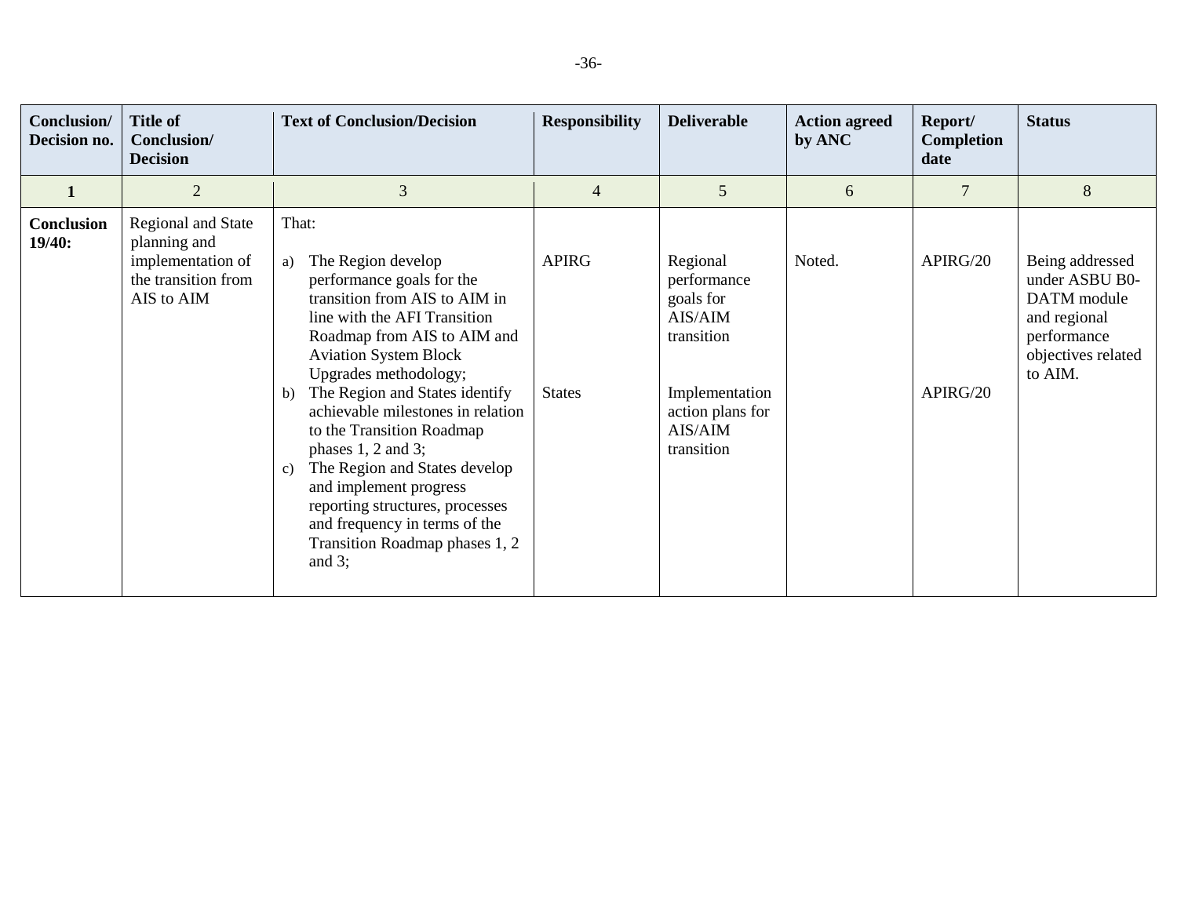| Conclusion/ Decision no. | Title of Conclusion/ Decision | Text of Conclusion/Decision | Responsibility | Deliverable | Action agreed by ANC | Report/ Completion date | Status |
|---|---|---|---|---|---|---|---|
| **1** | 2 | 3 | 4 | 5 | 6 | 7 | 8 |
| **Conclusion 19/40:** | Regional and State planning and implementation of the transition from AIS to AIM | That:<br><br>a) The Region develop performance goals for the transition from AIS to AIM in line with the AFI Transition Roadmap from AIS to AIM and Aviation System Block Upgrades methodology;<br>b) The Region and States identify achievable milestones in relation to the Transition Roadmap phases 1, 2 and 3;<br>c) The Region and States develop and implement progress reporting structures, processes and frequency in terms of the Transition Roadmap phases 1, 2 and 3; | APIRG<br><br>States | Regional performance goals for AIS/AIM transition<br><br>Implementation action plans for AIS/AIM transition | Noted. | APIRG/20<br><br>APIRG/20 | Being addressed under ASBU B0-DATM module and regional performance objectives related to AIM. |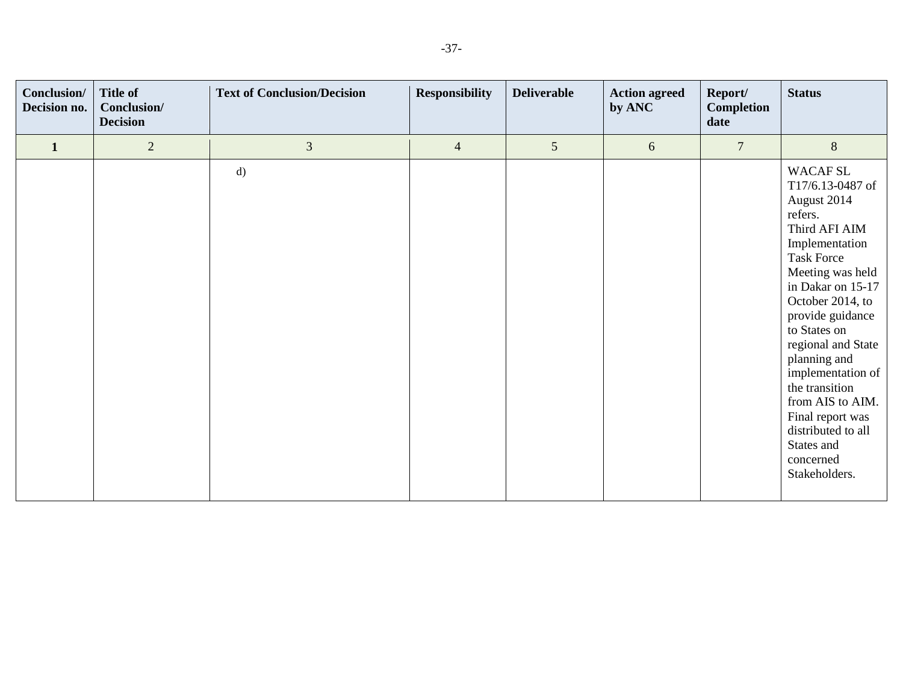| Conclusion/ Decision no. | Title of Conclusion/ Decision | Text of Conclusion/Decision | Responsibility | Deliverable | Action agreed by ANC | Report/ Completion date | Status |
|---|---|---|---|---|---|---|---|
| **1** | 2 | 3 | 4 | 5 | 6 | 7 | 8 |
| | | d) | | | | | WACAF SL T17/6.13-0487 of August 2014 refers. Third AFI AIM Implementation Task Force Meeting was held in Dakar on 15-17 October 2014, to provide guidance to States on regional and State planning and implementation of the transition from AIS to AIM. Final report was distributed to all States and concerned Stakeholders. |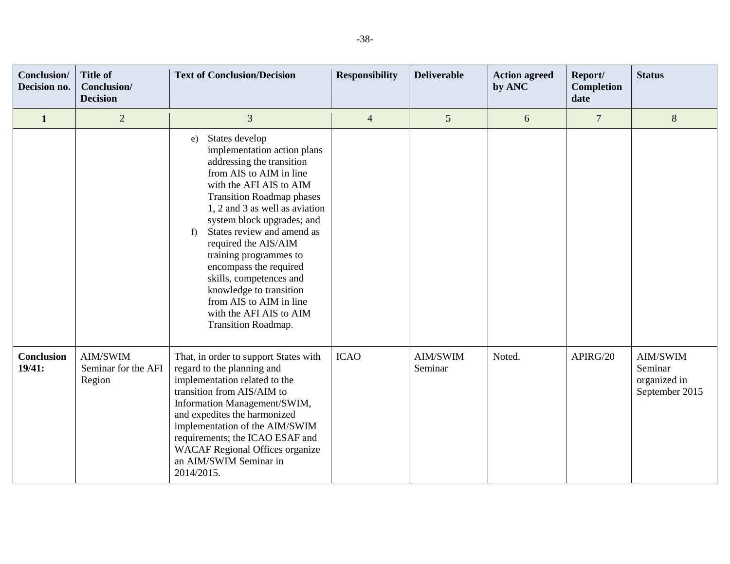| Conclusion/ Decision no. | Title of Conclusion/ Decision | Text of Conclusion/Decision | Responsibility | Deliverable | Action agreed by ANC | Report/ Completion date | Status |
|---|---|---|---|---|---|---|---|
| **1** | 2 | 3 | 4 | 5 | 6 | 7 | 8 |
| | | e) States develop implementation action plans addressing the transition from AIS to AIM in line with the AFI AIS to AIM Transition Roadmap phases 1, 2 and 3 as well as aviation system block upgrades; and<br>f) States review and amend as required the AIS/AIM training programmes to encompass the required skills, competences and knowledge to transition from AIS to AIM in line with the AFI AIS to AIM Transition Roadmap. | | | | | |
| **Conclusion 19/41:** | AIM/SWIM Seminar for the AFI Region | That, in order to support States with regard to the planning and implementation related to the transition from AIS/AIM to Information Management/SWIM, and expedites the harmonized implementation of the AIM/SWIM requirements; the ICAO ESAF and WACAF Regional Offices organize an AIM/SWIM Seminar in 2014/2015. | ICAO | AIM/SWIM Seminar | Noted. | APIRG/20 | AIM/SWIM Seminar organized in September 2015 |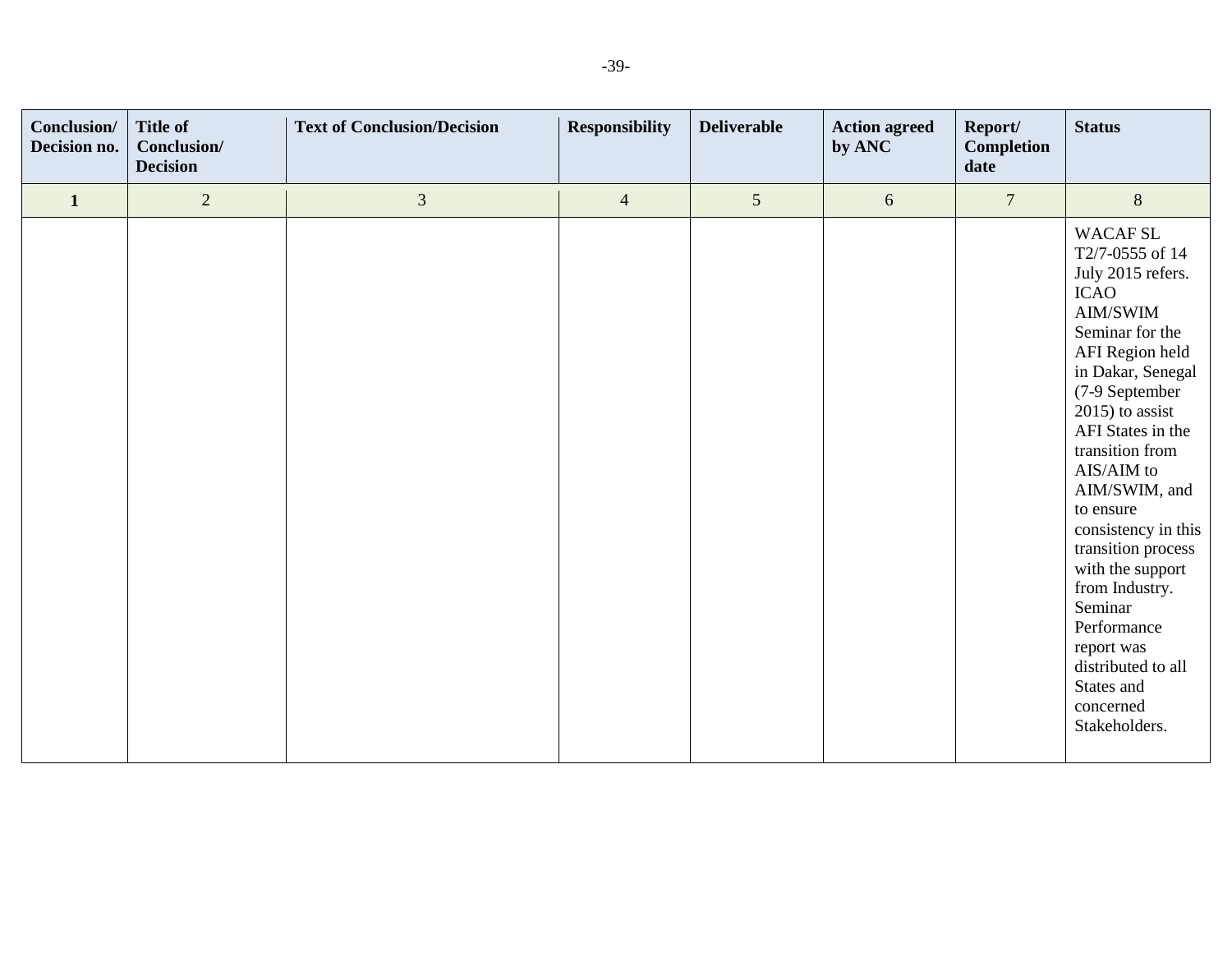| Conclusion/ Decision no. | Title of Conclusion/ Decision | Text of Conclusion/Decision | Responsibility | Deliverable | Action agreed by ANC | Report/ Completion date | Status |
|---|---|---|---|---|---|---|---|
| **1** | 2 | 3 | 4 | 5 | 6 | 7 | 8 |
| | | | | | | | WACAF SL T2/7-0555 of 14 July 2015 refers. ICAO AIM/SWIM Seminar for the AFI Region held in Dakar, Senegal (7-9 September 2015) to assist AFI States in the transition from AIS/AIM to AIM/SWIM, and to ensure consistency in this transition process with the support from Industry. Seminar Performance report was distributed to all States and concerned Stakeholders. |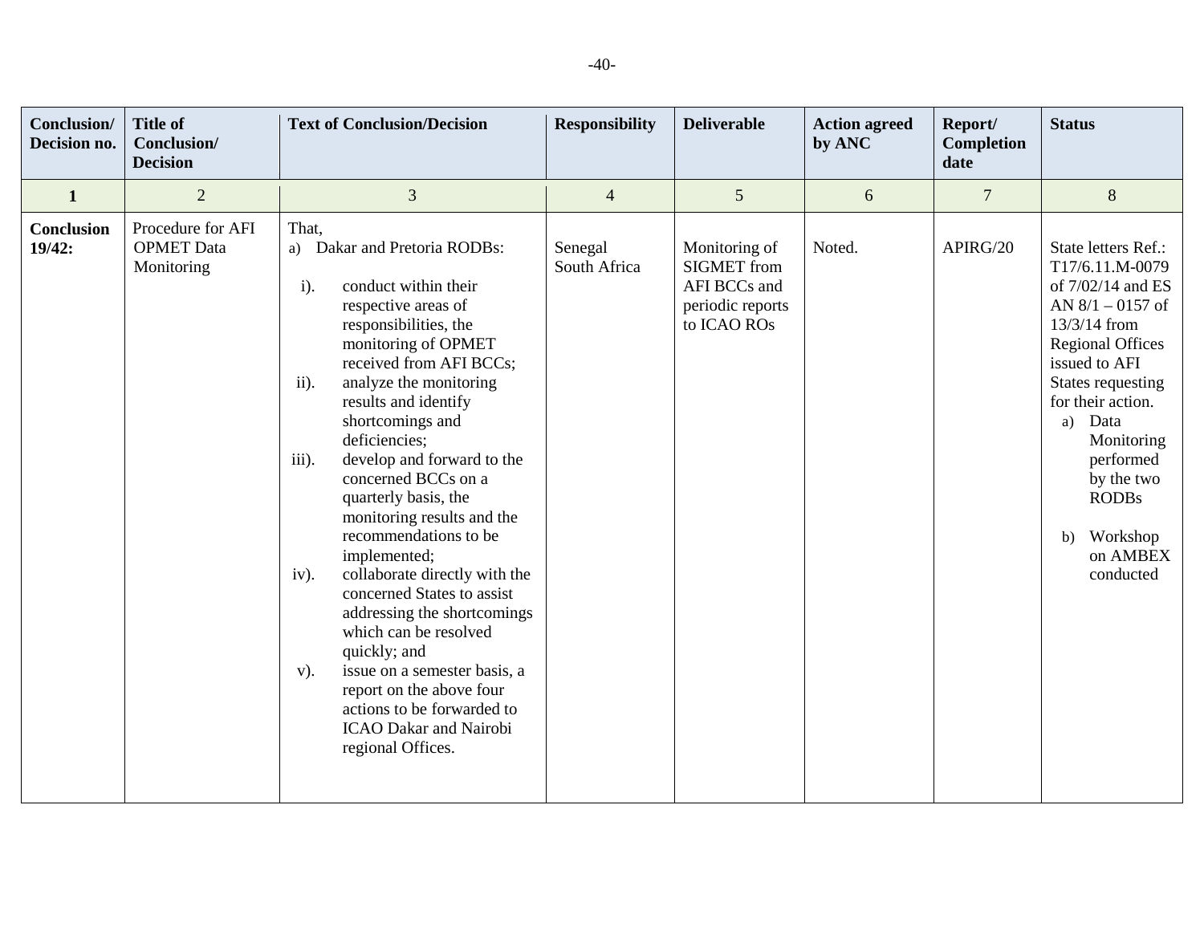| Conclusion/ Decision no. | Title of Conclusion/ Decision | Text of Conclusion/Decision | Responsibility | Deliverable | Action agreed by ANC | Report/ Completion date | Status |
|---|---|---|---|---|---|---|---|
| 1 | 2 | 3 | 4 | 5 | 6 | 7 | 8 |
| **Conclusion 19/42:** | Procedure for AFI OPMET Data Monitoring | That,<br>a) Dakar and Pretoria RODBs:<br>i). conduct within their respective areas of responsibilities, the monitoring of OPMET received from AFI BCCs;<br>ii). analyze the monitoring results and identify shortcomings and deficiencies;<br>iii). develop and forward to the concerned BCCs on a quarterly basis, the monitoring results and the recommendations to be implemented;<br>iv). collaborate directly with the concerned States to assist addressing the shortcomings which can be resolved quickly; and<br>v). issue on a semester basis, a report on the above four actions to be forwarded to ICAO Dakar and Nairobi regional Offices. | Senegal<br>South Africa | Monitoring of SIGMET from AFI BCCs and periodic reports to ICAO ROs | Noted. | APIRG/20 | State letters Ref.: T17/6.11.M-0079 of 7/02/14 and ES AN 8/1 – 0157 of 13/3/14 from Regional Offices issued to AFI States requesting for their action.<br>a) Data Monitoring performed by the two RODBs<br>b) Workshop on AMBEX conducted |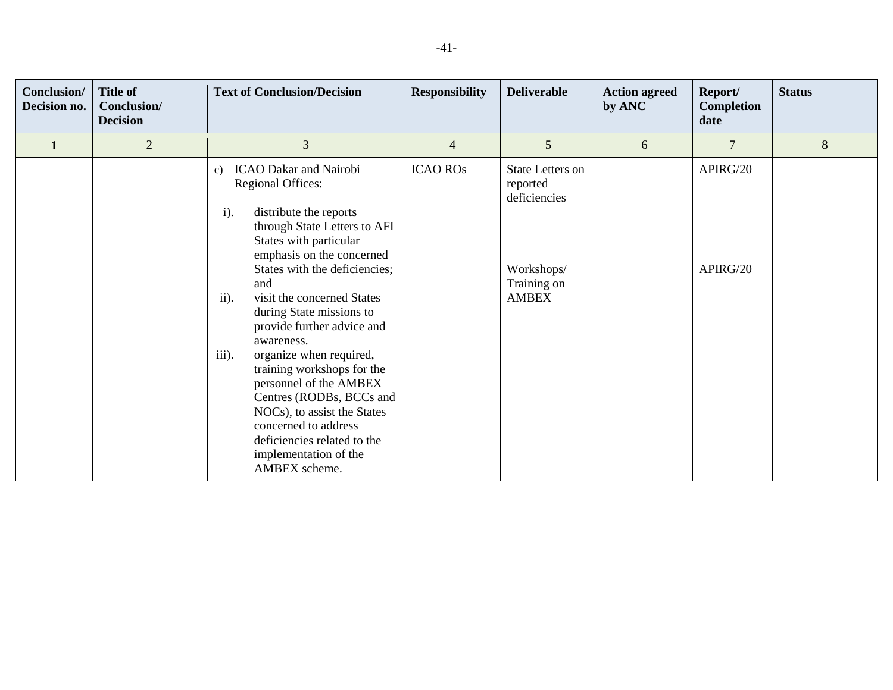| Conclusion/ Decision no. | Title of Conclusion/ Decision | Text of Conclusion/Decision | Responsibility | Deliverable | Action agreed by ANC | Report/ Completion date | Status |
|---|---|---|---|---|---|---|---|
| **1** | 2 | 3 | 4 | 5 | 6 | 7 | 8 |
| | | c) ICAO Dakar and Nairobi Regional Offices:<br><br>i). distribute the reports through State Letters to AFI States with particular emphasis on the concerned States with the deficiencies; and<br>ii). visit the concerned States during State missions to provide further advice and awareness.<br>iii). organize when required, training workshops for the personnel of the AMBEX Centres (RODBs, BCCs and NOCs), to assist the States concerned to address deficiencies related to the implementation of the AMBEX scheme. | ICAO ROs | State Letters on reported deficiencies<br><br>Workshops/ Training on AMBEX | | APIRG/20<br><br>APIRG/20 | |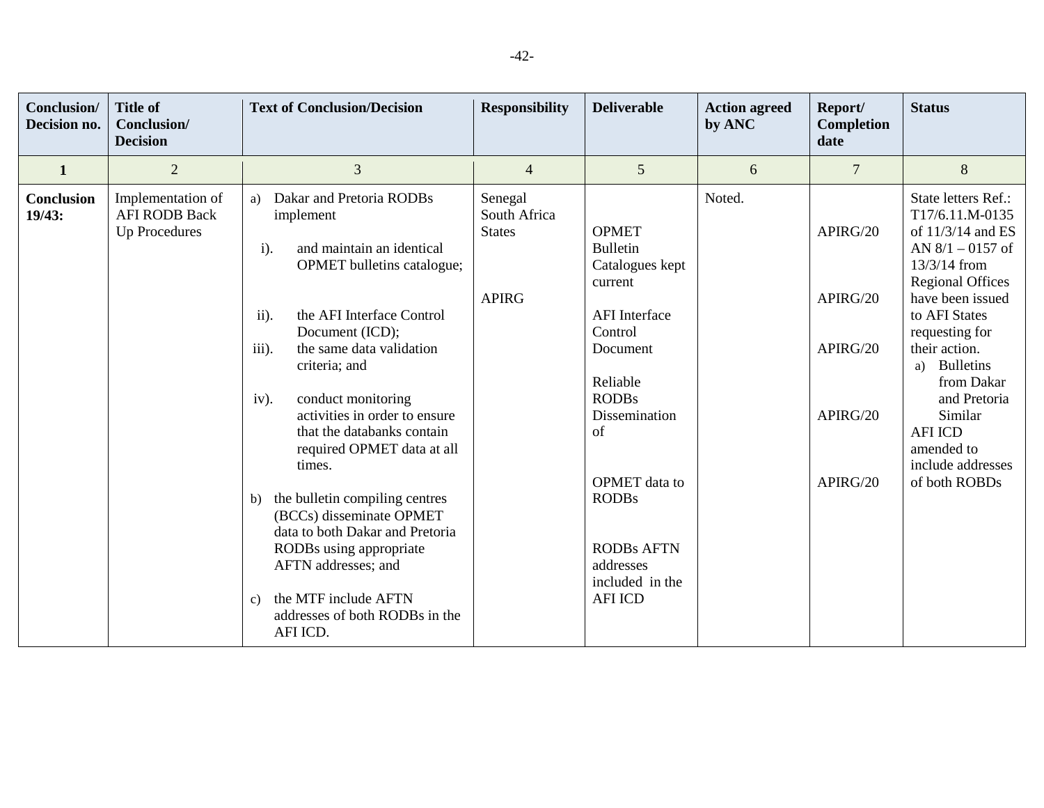| Conclusion/ Decision no. | Title of Conclusion/ Decision | Text of Conclusion/Decision | Responsibility | Deliverable | Action agreed by ANC | Report/ Completion date | Status |
|---|---|---|---|---|---|---|---|
| **1** | 2 | 3 | 4 | 5 | 6 | 7 | 8 |
| **Conclusion 19/43:** | Implementation of AFI RODB Back Up Procedures | a) Dakar and Pretoria RODBs implement<br>i). and maintain an identical OPMET bulletins catalogue;<br>ii). the AFI Interface Control Document (ICD);<br>iii). the same data validation criteria; and<br>iv). conduct monitoring activities in order to ensure that the databanks contain required OPMET data at all times.<br>b) the bulletin compiling centres (BCCs) disseminate OPMET data to both Dakar and Pretoria RODBs using appropriate AFTN addresses; and<br>c) the MTF include AFTN addresses of both RODBs in the AFI ICD. | Senegal<br>South Africa<br>States<br><br>APIRG | OPMET Bulletin Catalogues kept current<br><br>AFI Interface Control Document<br><br>Reliable RODBs Dissemination of<br><br>OPMET data to RODBs<br><br>RODBs AFTN addresses included in the AFI ICD | Noted. | APIRG/20<br><br>APIRG/20<br><br>APIRG/20<br><br>APIRG/20<br><br>APIRG/20 | State letters Ref.: T17/6.11.M-0135 of 11/3/14 and ES AN 8/1 – 0157 of 13/3/14 from Regional Offices have been issued to AFI States requesting for their action.<br>a) Bulletins from Dakar and Pretoria Similar<br>AFI ICD amended to include addresses of both ROBDs |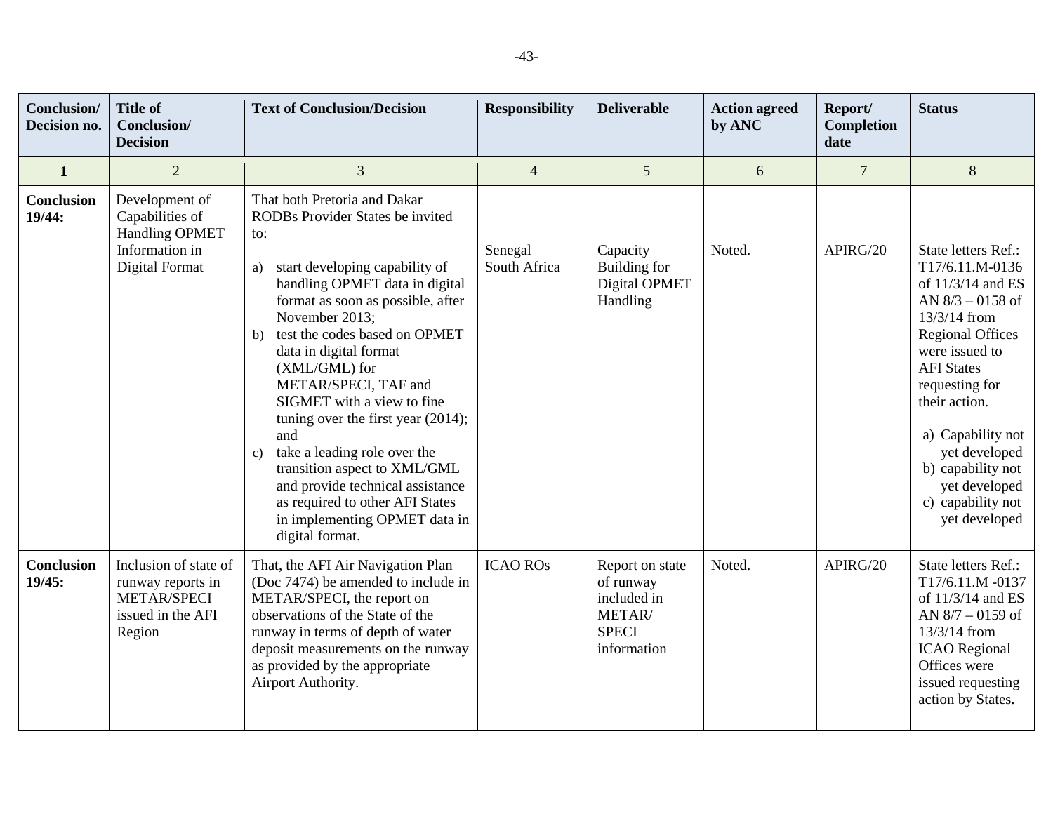| Conclusion/ Decision no. | Title of Conclusion/ Decision | Text of Conclusion/Decision | Responsibility | Deliverable | Action agreed by ANC | Report/ Completion date | Status |
|---|---|---|---|---|---|---|---|
| 1 | 2 | 3 | 4 | 5 | 6 | 7 | 8 |
| **Conclusion 19/44:** | Development of Capabilities of Handling OPMET Information in Digital Format | That both Pretoria and Dakar RODBs Provider States be invited to: <br> a) start developing capability of handling OPMET data in digital format as soon as possible, after November 2013; <br> b) test the codes based on OPMET data in digital format (XML/GML) for METAR/SPECI, TAF and SIGMET with a view to fine tuning over the first year (2014); and <br> c) take a leading role over the transition aspect to XML/GML and provide technical assistance as required to other AFI States in implementing OPMET data in digital format. | Senegal South Africa | Capacity Building for Digital OPMET Handling | Noted. | APIRG/20 | State letters Ref.: T17/6.11.M-0136 of 11/3/14 and ES AN 8/3 – 0158 of 13/3/14 from Regional Offices were issued to AFI States requesting for their action. <br> a) Capability not yet developed <br> b) capability not yet developed <br> c) capability not yet developed |
| **Conclusion 19/45:** | Inclusion of state of runway reports in METAR/SPECI issued in the AFI Region | That, the AFI Air Navigation Plan (Doc 7474) be amended to include in METAR/SPECI, the report on observations of the State of the runway in terms of depth of water deposit measurements on the runway as provided by the appropriate Airport Authority. | ICAO ROs | Report on state of runway included in METAR/ SPECI information | Noted. | APIRG/20 | State letters Ref.: T17/6.11.M -0137 of 11/3/14 and ES AN 8/7 – 0159 of 13/3/14 from ICAO Regional Offices were issued requesting action by States. |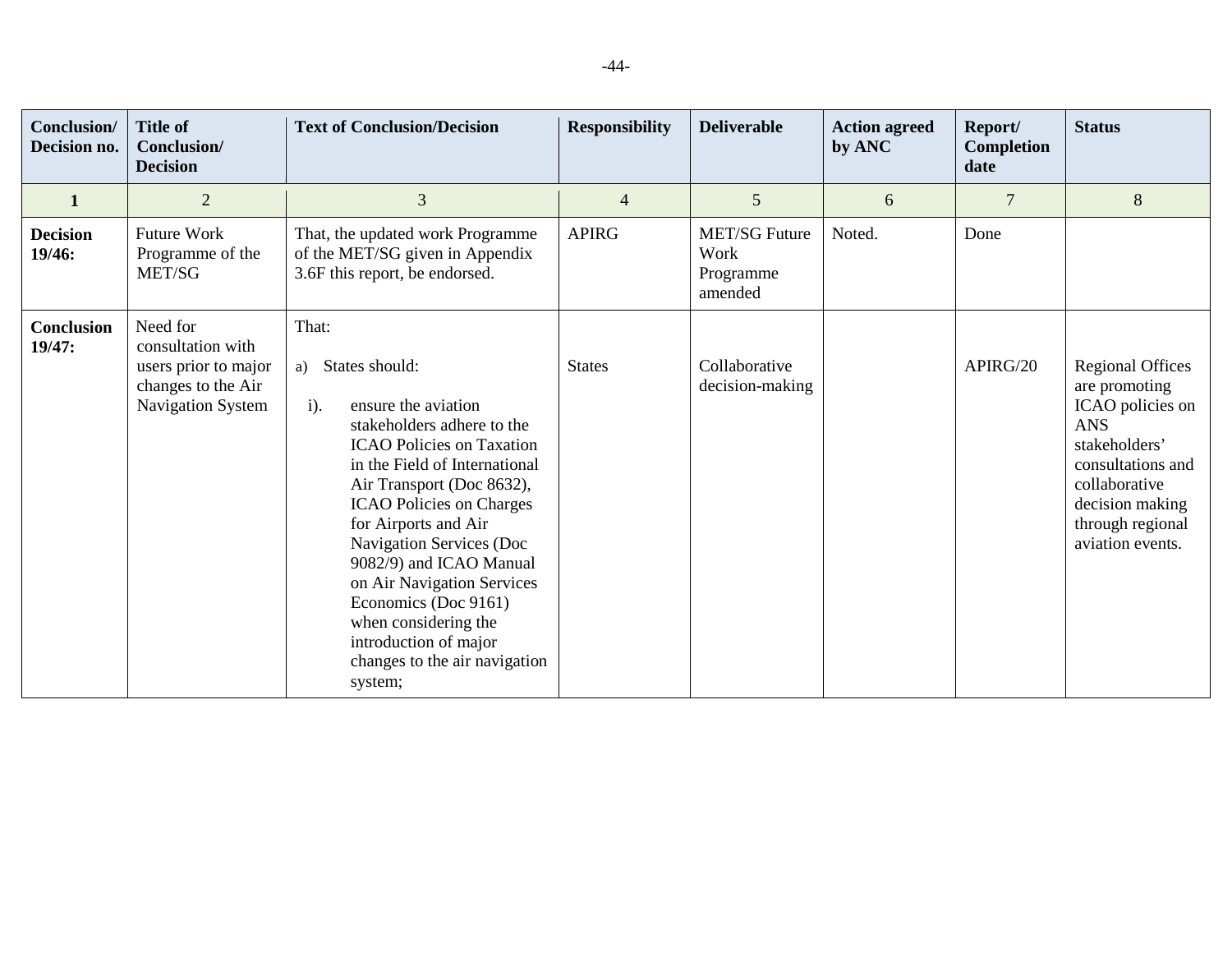| Conclusion/ Decision no. | Title of Conclusion/ Decision | Text of Conclusion/Decision | Responsibility | Deliverable | Action agreed by ANC | Report/ Completion date | Status |
|---|---|---|---|---|---|---|---|
| 1 | 2 | 3 | 4 | 5 | 6 | 7 | 8 |
| **Decision 19/46:** | Future Work Programme of the MET/SG | That, the updated work Programme of the MET/SG given in Appendix 3.6F this report, be endorsed. | APIRG | MET/SG Future Work Programme amended | Noted. | Done | |
| **Conclusion 19/47:** | Need for consultation with users prior to major changes to the Air Navigation System | That:<br><br>a) States should:<br><br>i). ensure the aviation stakeholders adhere to the ICAO Policies on Taxation in the Field of International Air Transport (Doc 8632), ICAO Policies on Charges for Airports and Air Navigation Services (Doc 9082/9) and ICAO Manual on Air Navigation Services Economics (Doc 9161) when considering the introduction of major changes to the air navigation system; | States | Collaborative decision-making | | APIRG/20 | Regional Offices are promoting ICAO policies on ANS stakeholders' consultations and collaborative decision making through regional aviation events. |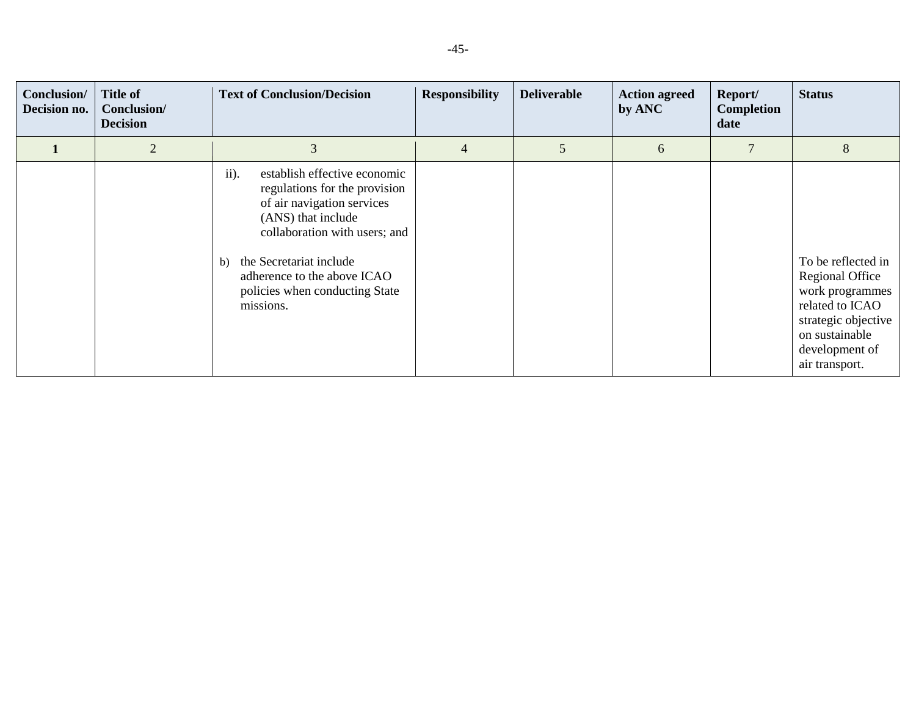| Conclusion/ Decision no. | Title of Conclusion/ Decision | Text of Conclusion/Decision | Responsibility | Deliverable | Action agreed by ANC | Report/ Completion date | Status |
|---|---|---|---|---|---|---|---|
| **1** | 2 | 3 | 4 | 5 | 6 | 7 | 8 |
| | | ii). establish effective economic regulations for the provision of air navigation services (ANS) that include collaboration with users; and<br><br>b) the Secretariat include adherence to the above ICAO policies when conducting State missions. | | | | | To be reflected in Regional Office work programmes related to ICAO strategic objective on sustainable development of air transport. |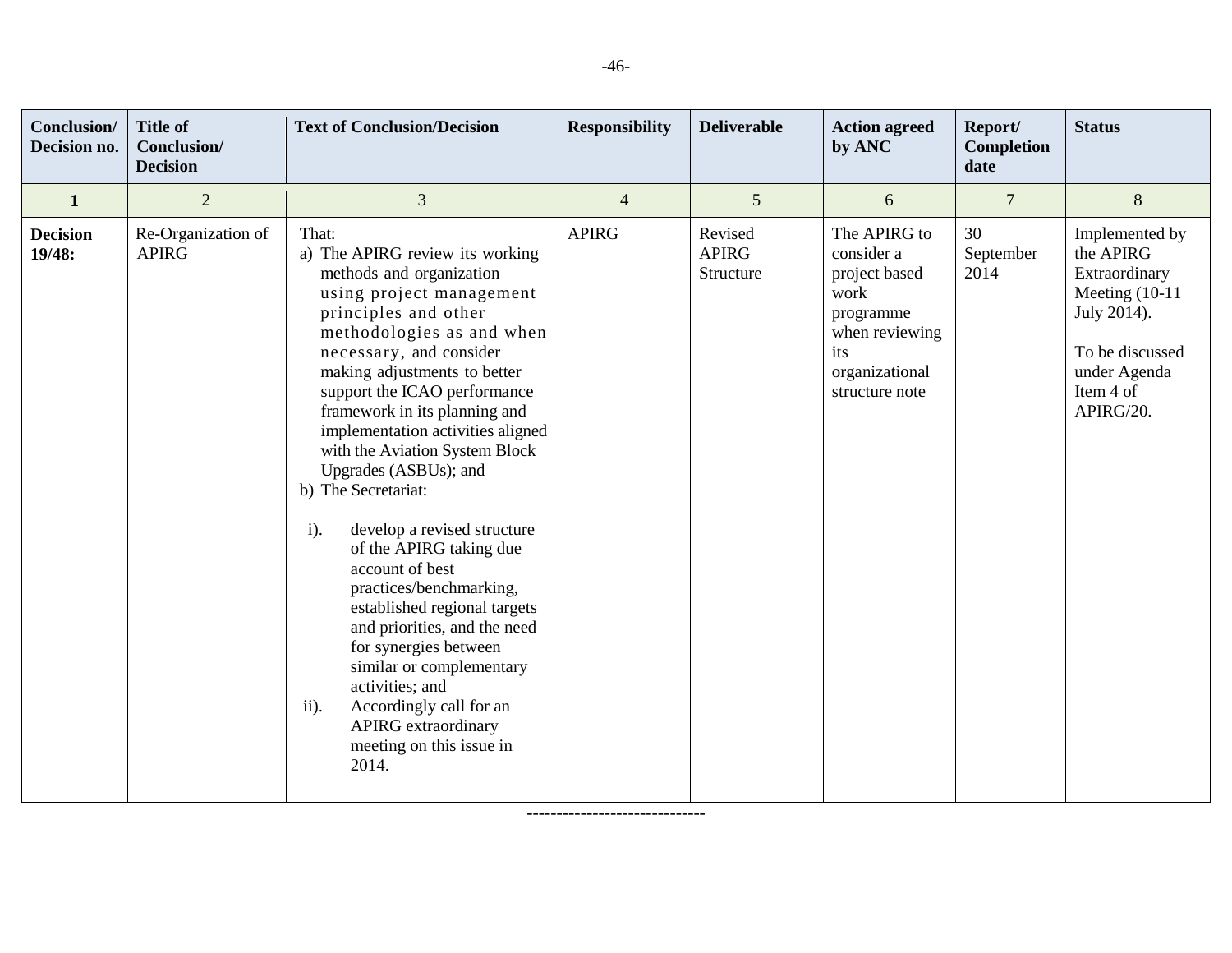| Conclusion/ Decision no. | Title of Conclusion/ Decision | Text of Conclusion/Decision | Responsibility | Deliverable | Action agreed by ANC | Report/ Completion date | Status |
|---|---|---|---|---|---|---|---|
| 1 | 2 | 3 | 4 | 5 | 6 | 7 | 8 |
| **Decision 19/48:** | Re-Organization of APIRG | That:<br>a) The APIRG review its working methods and organization using project management principles and other methodologies as and when necessary, and consider making adjustments to better support the ICAO performance framework in its planning and implementation activities aligned with the Aviation System Block Upgrades (ASBUs); and<br>b) The Secretariat:<br>i). develop a revised structure of the APIRG taking due account of best practices/benchmarking, established regional targets and priorities, and the need for synergies between similar or complementary activities; and<br>ii). Accordingly call for an APIRG extraordinary meeting on this issue in 2014. | APIRG | Revised APIRG Structure | The APIRG to consider a project based work programme when reviewing its organizational structure note | 30 September 2014 | Implemented by the APIRG Extraordinary Meeting (10-11 July 2014).<br><br>To be discussed under Agenda Item 4 of APIRG/20. |

-----------------------------